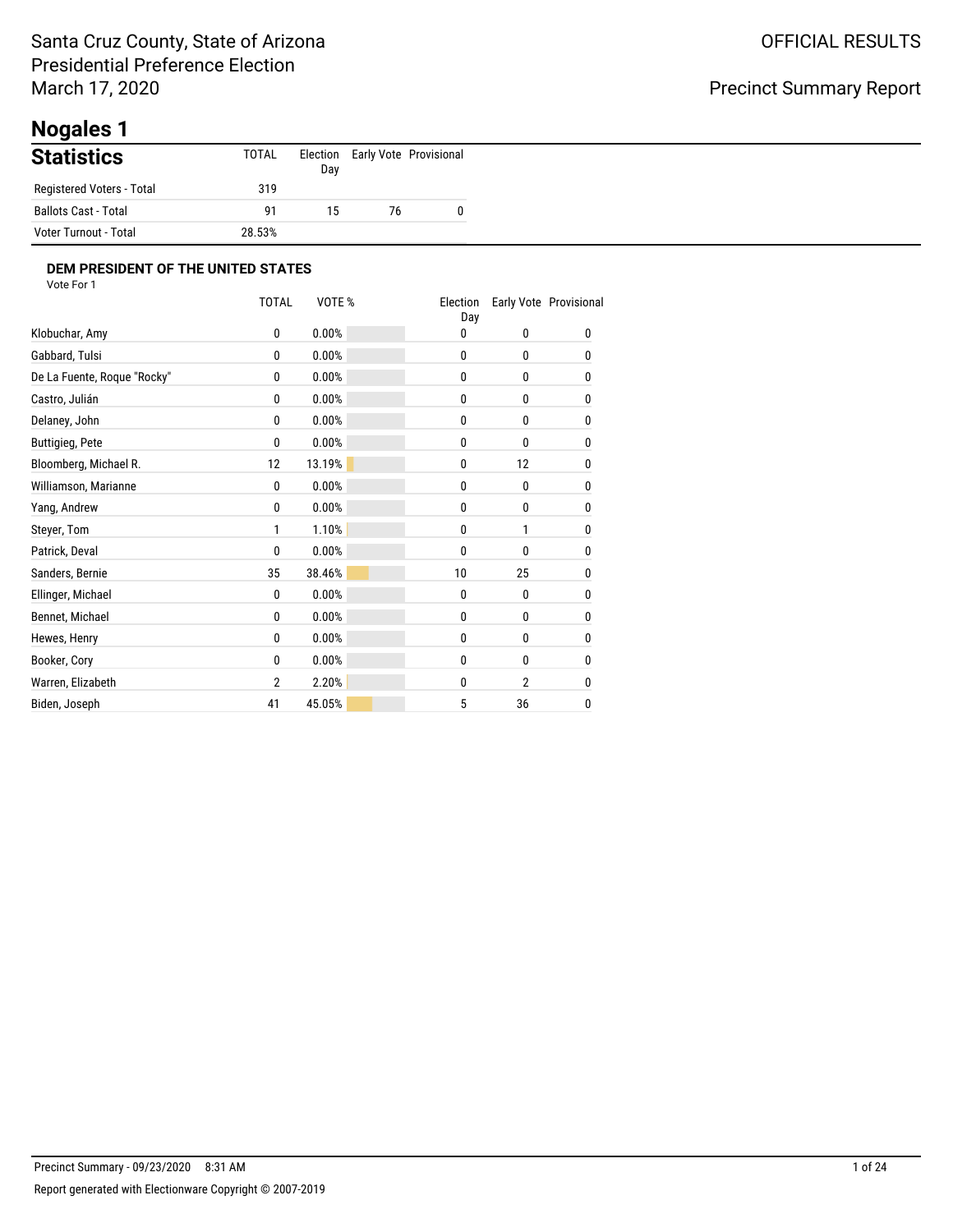Santa Cruz County, State of Arizona
Presidential Preference Election
March 17, 2020

OFFICIAL RESULTS

Precinct Summary Report

# Nogales 1

## Statistics

| | TOTAL | Election Day | Early Vote | Provisional |
|---|---|---|---|---|
| Registered Voters - Total | 319 | | | |
| Ballots Cast - Total | 91 | 15 | 76 | 0 |
| Voter Turnout - Total | 28.53% | | | |

### DEM PRESIDENT OF THE UNITED STATES

Vote For 1

| | TOTAL | VOTE % | Election Day | Early Vote | Provisional |
|---|---|---|---|---|---|
| Klobuchar, Amy | 0 | 0.00% | 0 | 0 | 0 |
| Gabbard, Tulsi | 0 | 0.00% | 0 | 0 | 0 |
| De La Fuente, Roque "Rocky" | 0 | 0.00% | 0 | 0 | 0 |
| Castro, Julián | 0 | 0.00% | 0 | 0 | 0 |
| Delaney, John | 0 | 0.00% | 0 | 0 | 0 |
| Buttigieg, Pete | 0 | 0.00% | 0 | 0 | 0 |
| Bloomberg, Michael R. | 12 | 13.19% | 0 | 12 | 0 |
| Williamson, Marianne | 0 | 0.00% | 0 | 0 | 0 |
| Yang, Andrew | 0 | 0.00% | 0 | 0 | 0 |
| Steyer, Tom | 1 | 1.10% | 0 | 1 | 0 |
| Patrick, Deval | 0 | 0.00% | 0 | 0 | 0 |
| Sanders, Bernie | 35 | 38.46% | 10 | 25 | 0 |
| Ellinger, Michael | 0 | 0.00% | 0 | 0 | 0 |
| Bennet, Michael | 0 | 0.00% | 0 | 0 | 0 |
| Hewes, Henry | 0 | 0.00% | 0 | 0 | 0 |
| Booker, Cory | 0 | 0.00% | 0 | 0 | 0 |
| Warren, Elizabeth | 2 | 2.20% | 0 | 2 | 0 |
| Biden, Joseph | 41 | 45.05% | 5 | 36 | 0 |

Precinct Summary - 09/23/2020 8:31 AM

Report generated with Electionware Copyright © 2007-2019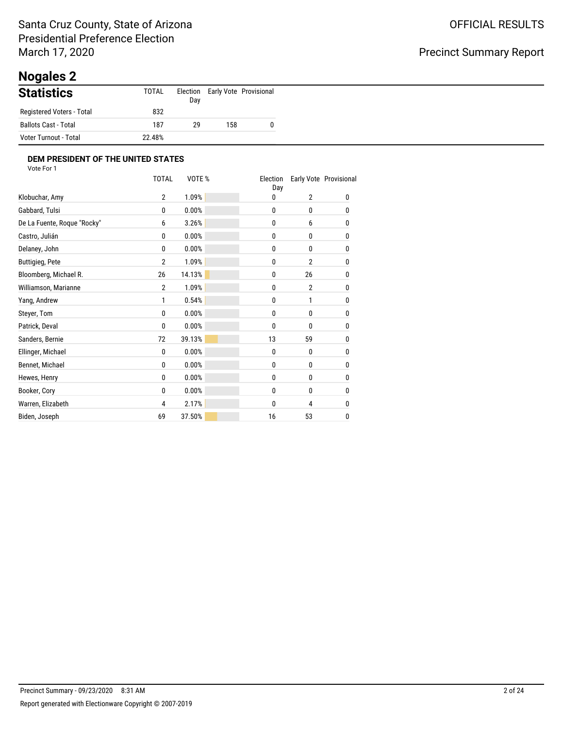Santa Cruz County, State of Arizona
Presidential Preference Election
March 17, 2020

OFFICIAL RESULTS

Precinct Summary Report

# Nogales 2

## Statistics

| | TOTAL | Election Day | Early Vote | Provisional |
|---|---|---|---|---|
| Registered Voters - Total | 832 | | | |
| Ballots Cast - Total | 187 | 29 | 158 | 0 |
| Voter Turnout - Total | 22.48% | | | |

### DEM PRESIDENT OF THE UNITED STATES

Vote For 1

| | TOTAL | VOTE % | Election Day | Early Vote | Provisional |
|---|---|---|---|---|---|
| Klobuchar, Amy | 2 | 1.09% | 0 | 2 | 0 |
| Gabbard, Tulsi | 0 | 0.00% | 0 | 0 | 0 |
| De La Fuente, Roque "Rocky" | 6 | 3.26% | 0 | 6 | 0 |
| Castro, Julián | 0 | 0.00% | 0 | 0 | 0 |
| Delaney, John | 0 | 0.00% | 0 | 0 | 0 |
| Buttigieg, Pete | 2 | 1.09% | 0 | 2 | 0 |
| Bloomberg, Michael R. | 26 | 14.13% | 0 | 26 | 0 |
| Williamson, Marianne | 2 | 1.09% | 0 | 2 | 0 |
| Yang, Andrew | 1 | 0.54% | 0 | 1 | 0 |
| Steyer, Tom | 0 | 0.00% | 0 | 0 | 0 |
| Patrick, Deval | 0 | 0.00% | 0 | 0 | 0 |
| Sanders, Bernie | 72 | 39.13% | 13 | 59 | 0 |
| Ellinger, Michael | 0 | 0.00% | 0 | 0 | 0 |
| Bennet, Michael | 0 | 0.00% | 0 | 0 | 0 |
| Hewes, Henry | 0 | 0.00% | 0 | 0 | 0 |
| Booker, Cory | 0 | 0.00% | 0 | 0 | 0 |
| Warren, Elizabeth | 4 | 2.17% | 0 | 4 | 0 |
| Biden, Joseph | 69 | 37.50% | 16 | 53 | 0 |

Precinct Summary - 09/23/2020 8:31 AM

Report generated with Electionware Copyright © 2007-2019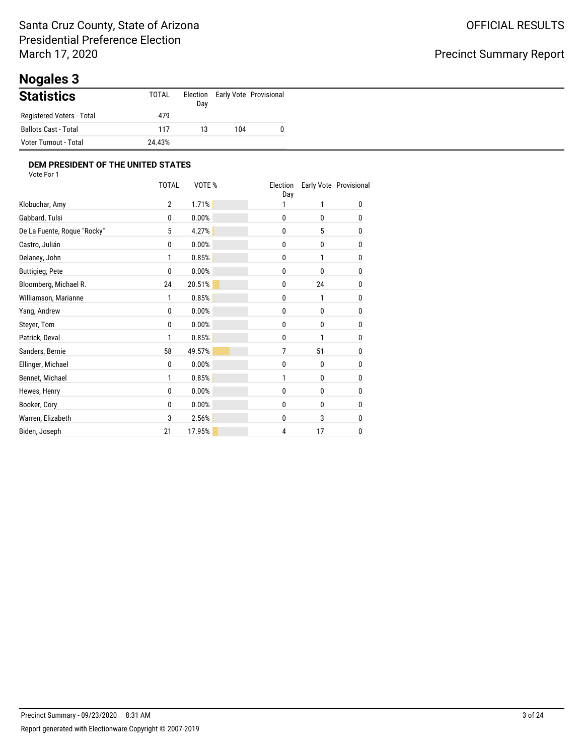Santa Cruz County, State of Arizona
Presidential Preference Election
March 17, 2020

OFFICIAL RESULTS

Precinct Summary Report

# Nogales 3

## Statistics

| | TOTAL | Election Day | Early Vote | Provisional |
|---|---|---|---|---|
| Registered Voters - Total | 479 | | | |
| Ballots Cast - Total | 117 | 13 | 104 | 0 |
| Voter Turnout - Total | 24.43% | | | |

### DEM PRESIDENT OF THE UNITED STATES

Vote For 1

| | TOTAL | VOTE % | Election Day | Early Vote | Provisional |
|---|---|---|---|---|---|
| Klobuchar, Amy | 2 | 1.71% | 1 | 1 | 0 |
| Gabbard, Tulsi | 0 | 0.00% | 0 | 0 | 0 |
| De La Fuente, Roque "Rocky" | 5 | 4.27% | 0 | 5 | 0 |
| Castro, Julián | 0 | 0.00% | 0 | 0 | 0 |
| Delaney, John | 1 | 0.85% | 0 | 1 | 0 |
| Buttigieg, Pete | 0 | 0.00% | 0 | 0 | 0 |
| Bloomberg, Michael R. | 24 | 20.51% | 0 | 24 | 0 |
| Williamson, Marianne | 1 | 0.85% | 0 | 1 | 0 |
| Yang, Andrew | 0 | 0.00% | 0 | 0 | 0 |
| Steyer, Tom | 0 | 0.00% | 0 | 0 | 0 |
| Patrick, Deval | 1 | 0.85% | 0 | 1 | 0 |
| Sanders, Bernie | 58 | 49.57% | 7 | 51 | 0 |
| Ellinger, Michael | 0 | 0.00% | 0 | 0 | 0 |
| Bennet, Michael | 1 | 0.85% | 1 | 0 | 0 |
| Hewes, Henry | 0 | 0.00% | 0 | 0 | 0 |
| Booker, Cory | 0 | 0.00% | 0 | 0 | 0 |
| Warren, Elizabeth | 3 | 2.56% | 0 | 3 | 0 |
| Biden, Joseph | 21 | 17.95% | 4 | 17 | 0 |

Precinct Summary - 09/23/2020 8:31 AM

Report generated with Electionware Copyright © 2007-2019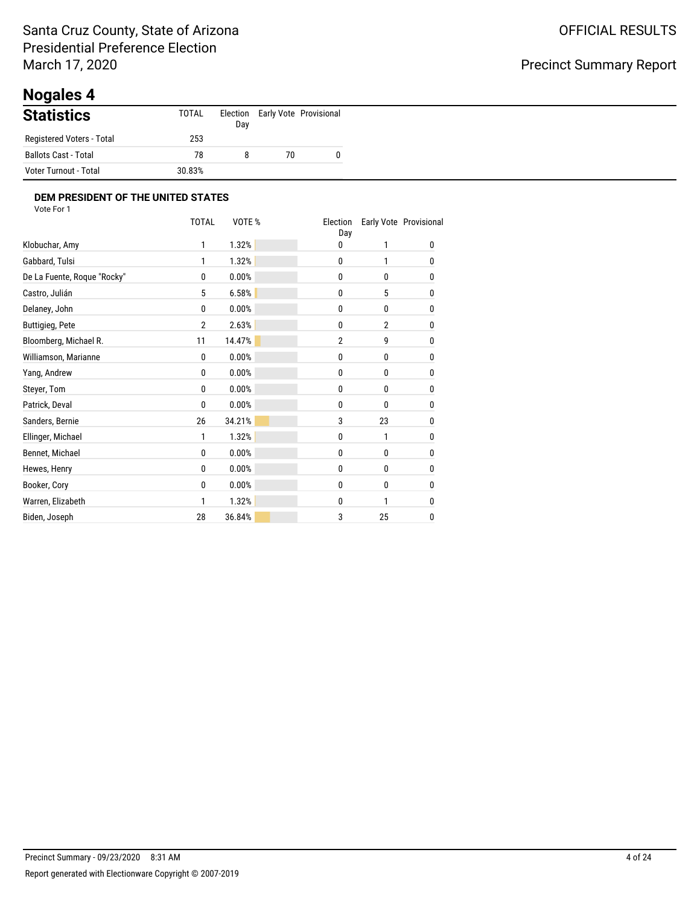Santa Cruz County, State of Arizona
Presidential Preference Election
March 17, 2020

OFFICIAL RESULTS

Precinct Summary Report

# Nogales 4

## Statistics

| | TOTAL | Election Day | Early Vote | Provisional |
|---|---|---|---|---|
| Registered Voters - Total | 253 | | | |
| Ballots Cast - Total | 78 | 8 | 70 | 0 |
| Voter Turnout - Total | 30.83% | | | |

### DEM PRESIDENT OF THE UNITED STATES

Vote For 1

| | TOTAL | VOTE % | Election Day | Early Vote | Provisional |
|---|---|---|---|---|---|
| Klobuchar, Amy | 1 | 1.32% | 0 | 1 | 0 |
| Gabbard, Tulsi | 1 | 1.32% | 0 | 1 | 0 |
| De La Fuente, Roque "Rocky" | 0 | 0.00% | 0 | 0 | 0 |
| Castro, Julián | 5 | 6.58% | 0 | 5 | 0 |
| Delaney, John | 0 | 0.00% | 0 | 0 | 0 |
| Buttigieg, Pete | 2 | 2.63% | 0 | 2 | 0 |
| Bloomberg, Michael R. | 11 | 14.47% | 2 | 9 | 0 |
| Williamson, Marianne | 0 | 0.00% | 0 | 0 | 0 |
| Yang, Andrew | 0 | 0.00% | 0 | 0 | 0 |
| Steyer, Tom | 0 | 0.00% | 0 | 0 | 0 |
| Patrick, Deval | 0 | 0.00% | 0 | 0 | 0 |
| Sanders, Bernie | 26 | 34.21% | 3 | 23 | 0 |
| Ellinger, Michael | 1 | 1.32% | 0 | 1 | 0 |
| Bennet, Michael | 0 | 0.00% | 0 | 0 | 0 |
| Hewes, Henry | 0 | 0.00% | 0 | 0 | 0 |
| Booker, Cory | 0 | 0.00% | 0 | 0 | 0 |
| Warren, Elizabeth | 1 | 1.32% | 0 | 1 | 0 |
| Biden, Joseph | 28 | 36.84% | 3 | 25 | 0 |

Precinct Summary - 09/23/2020 8:31 AM

Report generated with Electionware Copyright © 2007-2019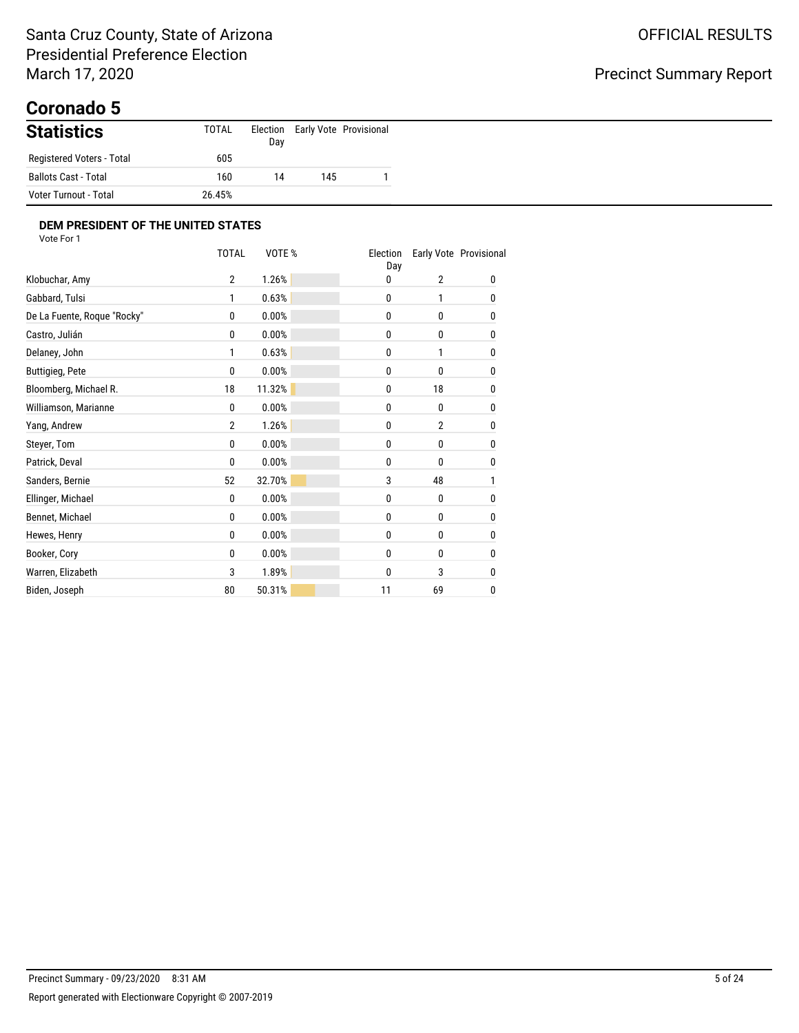Santa Cruz County, State of Arizona
Presidential Preference Election
March 17, 2020

OFFICIAL RESULTS

Precinct Summary Report

# Coronado 5

## Statistics

| | TOTAL | Election Day | Early Vote | Provisional |
|---|---|---|---|---|
| Registered Voters - Total | 605 | | | |
| Ballots Cast - Total | 160 | 14 | 145 | 1 |
| Voter Turnout - Total | 26.45% | | | |

### DEM PRESIDENT OF THE UNITED STATES

Vote For 1

| | TOTAL | VOTE % | Election Day | Early Vote | Provisional |
|---|---|---|---|---|---|
| Klobuchar, Amy | 2 | 1.26% | 0 | 2 | 0 |
| Gabbard, Tulsi | 1 | 0.63% | 0 | 1 | 0 |
| De La Fuente, Roque "Rocky" | 0 | 0.00% | 0 | 0 | 0 |
| Castro, Julián | 0 | 0.00% | 0 | 0 | 0 |
| Delaney, John | 1 | 0.63% | 0 | 1 | 0 |
| Buttigieg, Pete | 0 | 0.00% | 0 | 0 | 0 |
| Bloomberg, Michael R. | 18 | 11.32% | 0 | 18 | 0 |
| Williamson, Marianne | 0 | 0.00% | 0 | 0 | 0 |
| Yang, Andrew | 2 | 1.26% | 0 | 2 | 0 |
| Steyer, Tom | 0 | 0.00% | 0 | 0 | 0 |
| Patrick, Deval | 0 | 0.00% | 0 | 0 | 0 |
| Sanders, Bernie | 52 | 32.70% | 3 | 48 | 1 |
| Ellinger, Michael | 0 | 0.00% | 0 | 0 | 0 |
| Bennet, Michael | 0 | 0.00% | 0 | 0 | 0 |
| Hewes, Henry | 0 | 0.00% | 0 | 0 | 0 |
| Booker, Cory | 0 | 0.00% | 0 | 0 | 0 |
| Warren, Elizabeth | 3 | 1.89% | 0 | 3 | 0 |
| Biden, Joseph | 80 | 50.31% | 11 | 69 | 0 |

Precinct Summary - 09/23/2020 8:31 AM

Report generated with Electionware Copyright © 2007-2019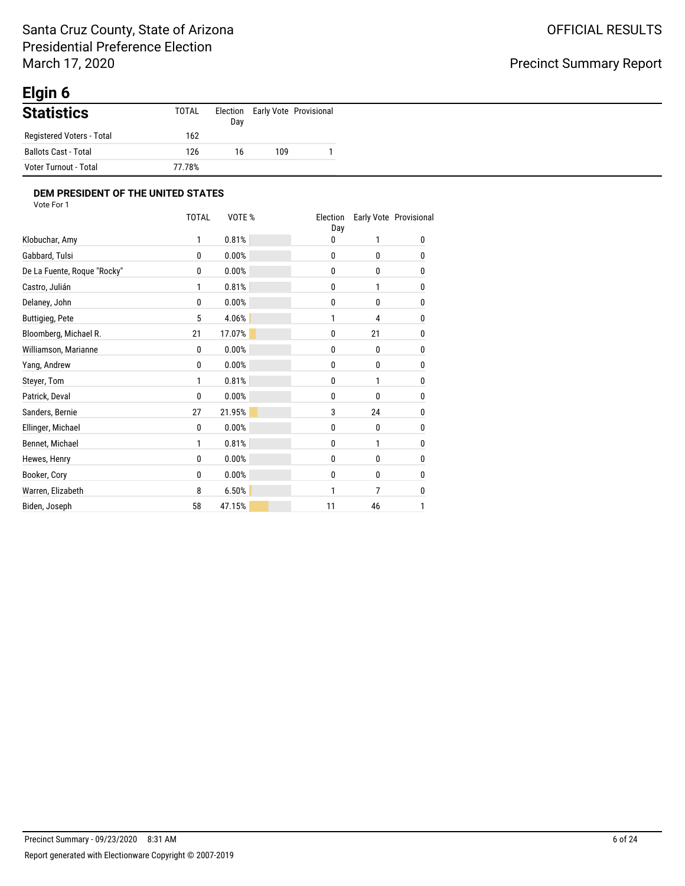Santa Cruz County, State of Arizona
Presidential Preference Election
March 17, 2020

OFFICIAL RESULTS

Precinct Summary Report

# Elgin 6

## Statistics

| | TOTAL | Election Day | Early Vote | Provisional |
|---|---|---|---|---|
| Registered Voters - Total | 162 | | | |
| Ballots Cast - Total | 126 | 16 | 109 | 1 |
| Voter Turnout - Total | 77.78% | | | |

### DEM PRESIDENT OF THE UNITED STATES

Vote For 1

| | TOTAL | VOTE % | Election Day | Early Vote | Provisional |
|---|---|---|---|---|---|
| Klobuchar, Amy | 1 | 0.81% | 0 | 1 | 0 |
| Gabbard, Tulsi | 0 | 0.00% | 0 | 0 | 0 |
| De La Fuente, Roque "Rocky" | 0 | 0.00% | 0 | 0 | 0 |
| Castro, Julián | 1 | 0.81% | 0 | 1 | 0 |
| Delaney, John | 0 | 0.00% | 0 | 0 | 0 |
| Buttigieg, Pete | 5 | 4.06% | 1 | 4 | 0 |
| Bloomberg, Michael R. | 21 | 17.07% | 0 | 21 | 0 |
| Williamson, Marianne | 0 | 0.00% | 0 | 0 | 0 |
| Yang, Andrew | 0 | 0.00% | 0 | 0 | 0 |
| Steyer, Tom | 1 | 0.81% | 0 | 1 | 0 |
| Patrick, Deval | 0 | 0.00% | 0 | 0 | 0 |
| Sanders, Bernie | 27 | 21.95% | 3 | 24 | 0 |
| Ellinger, Michael | 0 | 0.00% | 0 | 0 | 0 |
| Bennet, Michael | 1 | 0.81% | 0 | 1 | 0 |
| Hewes, Henry | 0 | 0.00% | 0 | 0 | 0 |
| Booker, Cory | 0 | 0.00% | 0 | 0 | 0 |
| Warren, Elizabeth | 8 | 6.50% | 1 | 7 | 0 |
| Biden, Joseph | 58 | 47.15% | 11 | 46 | 1 |

Precinct Summary - 09/23/2020 8:31 AM

Report generated with Electionware Copyright © 2007-2019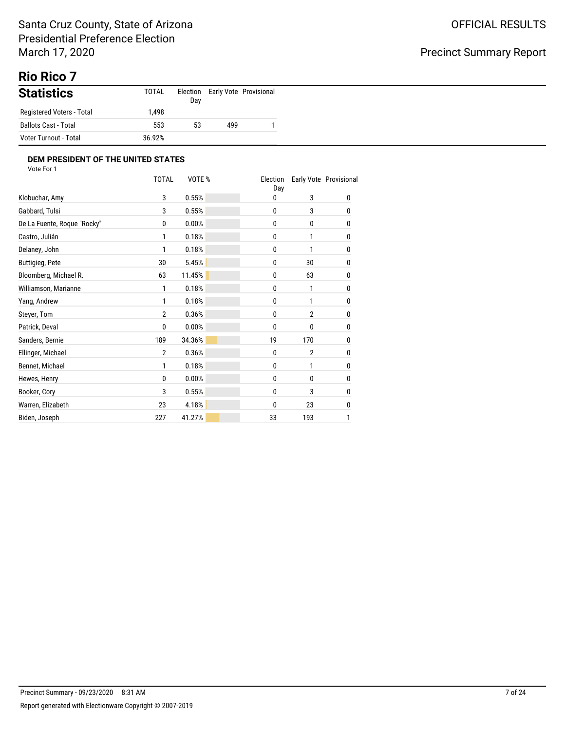Santa Cruz County, State of Arizona
Presidential Preference Election
March 17, 2020

OFFICIAL RESULTS

Precinct Summary Report

# Rio Rico 7

## Statistics

| | TOTAL | Election Day | Early Vote | Provisional |
|---|---|---|---|---|
| Registered Voters - Total | 1,498 | | | |
| Ballots Cast - Total | 553 | 53 | 499 | 1 |
| Voter Turnout - Total | 36.92% | | | |

### DEM PRESIDENT OF THE UNITED STATES

Vote For 1

| | TOTAL | VOTE % | Election Day | Early Vote | Provisional |
|---|---|---|---|---|---|
| Klobuchar, Amy | 3 | 0.55% | 0 | 3 | 0 |
| Gabbard, Tulsi | 3 | 0.55% | 0 | 3 | 0 |
| De La Fuente, Roque "Rocky" | 0 | 0.00% | 0 | 0 | 0 |
| Castro, Julián | 1 | 0.18% | 0 | 1 | 0 |
| Delaney, John | 1 | 0.18% | 0 | 1 | 0 |
| Buttigieg, Pete | 30 | 5.45% | 0 | 30 | 0 |
| Bloomberg, Michael R. | 63 | 11.45% | 0 | 63 | 0 |
| Williamson, Marianne | 1 | 0.18% | 0 | 1 | 0 |
| Yang, Andrew | 1 | 0.18% | 0 | 1 | 0 |
| Steyer, Tom | 2 | 0.36% | 0 | 2 | 0 |
| Patrick, Deval | 0 | 0.00% | 0 | 0 | 0 |
| Sanders, Bernie | 189 | 34.36% | 19 | 170 | 0 |
| Ellinger, Michael | 2 | 0.36% | 0 | 2 | 0 |
| Bennet, Michael | 1 | 0.18% | 0 | 1 | 0 |
| Hewes, Henry | 0 | 0.00% | 0 | 0 | 0 |
| Booker, Cory | 3 | 0.55% | 0 | 3 | 0 |
| Warren, Elizabeth | 23 | 4.18% | 0 | 23 | 0 |
| Biden, Joseph | 227 | 41.27% | 33 | 193 | 1 |

Precinct Summary - 09/23/2020 8:31 AM

Report generated with Electionware Copyright © 2007-2019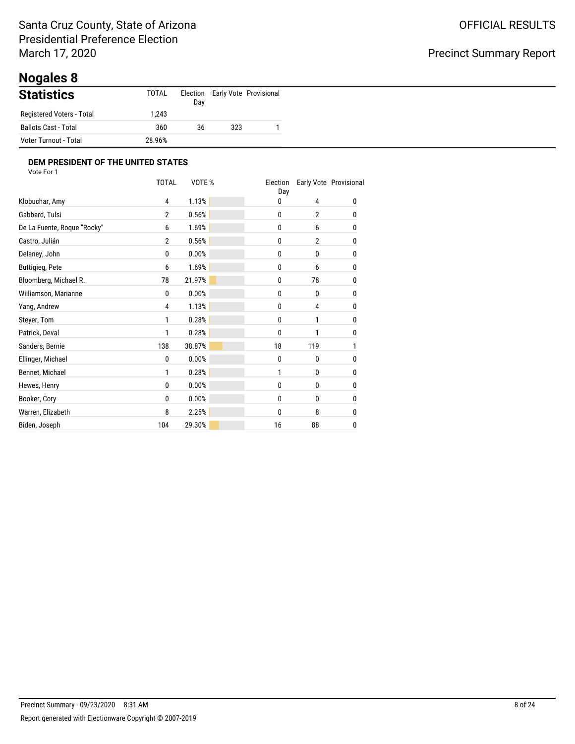Santa Cruz County, State of Arizona
Presidential Preference Election
March 17, 2020

OFFICIAL RESULTS

Precinct Summary Report

# Nogales 8

## Statistics

| | TOTAL | Election Day | Early Vote | Provisional |
|---|---|---|---|---|
| Registered Voters - Total | 1,243 | | | |
| Ballots Cast - Total | 360 | 36 | 323 | 1 |
| Voter Turnout - Total | 28.96% | | | |

### DEM PRESIDENT OF THE UNITED STATES

Vote For 1

| | TOTAL | VOTE % | Election Day | Early Vote | Provisional |
|---|---|---|---|---|---|
| Klobuchar, Amy | 4 | 1.13% | 0 | 4 | 0 |
| Gabbard, Tulsi | 2 | 0.56% | 0 | 2 | 0 |
| De La Fuente, Roque "Rocky" | 6 | 1.69% | 0 | 6 | 0 |
| Castro, Julián | 2 | 0.56% | 0 | 2 | 0 |
| Delaney, John | 0 | 0.00% | 0 | 0 | 0 |
| Buttigieg, Pete | 6 | 1.69% | 0 | 6 | 0 |
| Bloomberg, Michael R. | 78 | 21.97% | 0 | 78 | 0 |
| Williamson, Marianne | 0 | 0.00% | 0 | 0 | 0 |
| Yang, Andrew | 4 | 1.13% | 0 | 4 | 0 |
| Steyer, Tom | 1 | 0.28% | 0 | 1 | 0 |
| Patrick, Deval | 1 | 0.28% | 0 | 1 | 0 |
| Sanders, Bernie | 138 | 38.87% | 18 | 119 | 1 |
| Ellinger, Michael | 0 | 0.00% | 0 | 0 | 0 |
| Bennet, Michael | 1 | 0.28% | 1 | 0 | 0 |
| Hewes, Henry | 0 | 0.00% | 0 | 0 | 0 |
| Booker, Cory | 0 | 0.00% | 0 | 0 | 0 |
| Warren, Elizabeth | 8 | 2.25% | 0 | 8 | 0 |
| Biden, Joseph | 104 | 29.30% | 16 | 88 | 0 |

Precinct Summary - 09/23/2020 8:31 AM

Report generated with Electionware Copyright © 2007-2019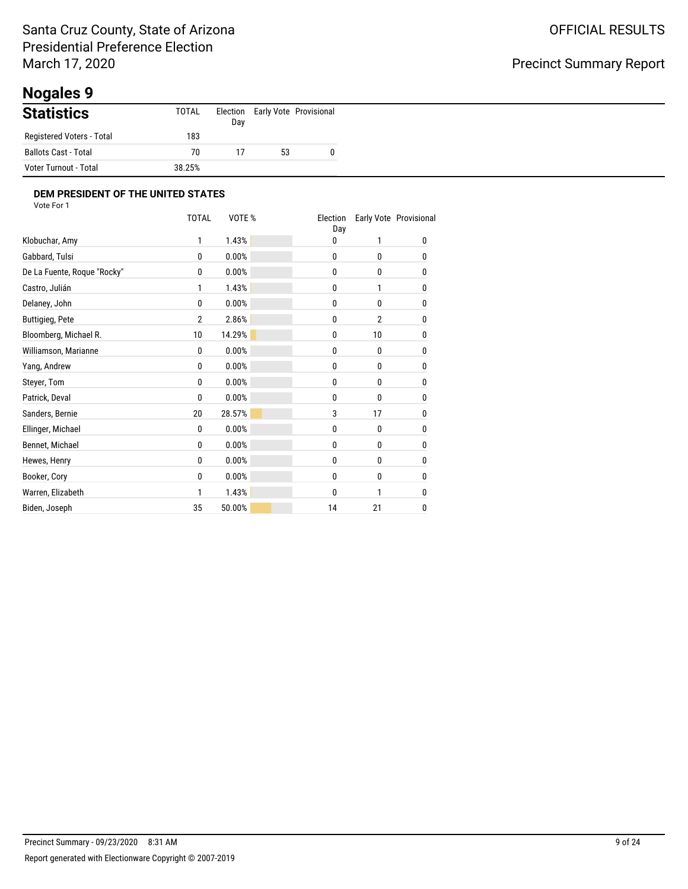Santa Cruz County, State of Arizona
Presidential Preference Election
March 17, 2020

OFFICIAL RESULTS

Precinct Summary Report

# Nogales 9

## Statistics

| | TOTAL | Election Day | Early Vote | Provisional |
|---|---|---|---|---|
| Registered Voters - Total | 183 | | | |
| Ballots Cast - Total | 70 | 17 | 53 | 0 |
| Voter Turnout - Total | 38.25% | | | |

### DEM PRESIDENT OF THE UNITED STATES

Vote For 1

| | TOTAL | VOTE % | Election Day | Early Vote | Provisional |
|---|---|---|---|---|---|
| Klobuchar, Amy | 1 | 1.43% | 0 | 1 | 0 |
| Gabbard, Tulsi | 0 | 0.00% | 0 | 0 | 0 |
| De La Fuente, Roque "Rocky" | 0 | 0.00% | 0 | 0 | 0 |
| Castro, Julián | 1 | 1.43% | 0 | 1 | 0 |
| Delaney, John | 0 | 0.00% | 0 | 0 | 0 |
| Buttigieg, Pete | 2 | 2.86% | 0 | 2 | 0 |
| Bloomberg, Michael R. | 10 | 14.29% | 0 | 10 | 0 |
| Williamson, Marianne | 0 | 0.00% | 0 | 0 | 0 |
| Yang, Andrew | 0 | 0.00% | 0 | 0 | 0 |
| Steyer, Tom | 0 | 0.00% | 0 | 0 | 0 |
| Patrick, Deval | 0 | 0.00% | 0 | 0 | 0 |
| Sanders, Bernie | 20 | 28.57% | 3 | 17 | 0 |
| Ellinger, Michael | 0 | 0.00% | 0 | 0 | 0 |
| Bennet, Michael | 0 | 0.00% | 0 | 0 | 0 |
| Hewes, Henry | 0 | 0.00% | 0 | 0 | 0 |
| Booker, Cory | 0 | 0.00% | 0 | 0 | 0 |
| Warren, Elizabeth | 1 | 1.43% | 0 | 1 | 0 |
| Biden, Joseph | 35 | 50.00% | 14 | 21 | 0 |

Precinct Summary - 09/23/2020 8:31 AM

Report generated with Electionware Copyright © 2007-2019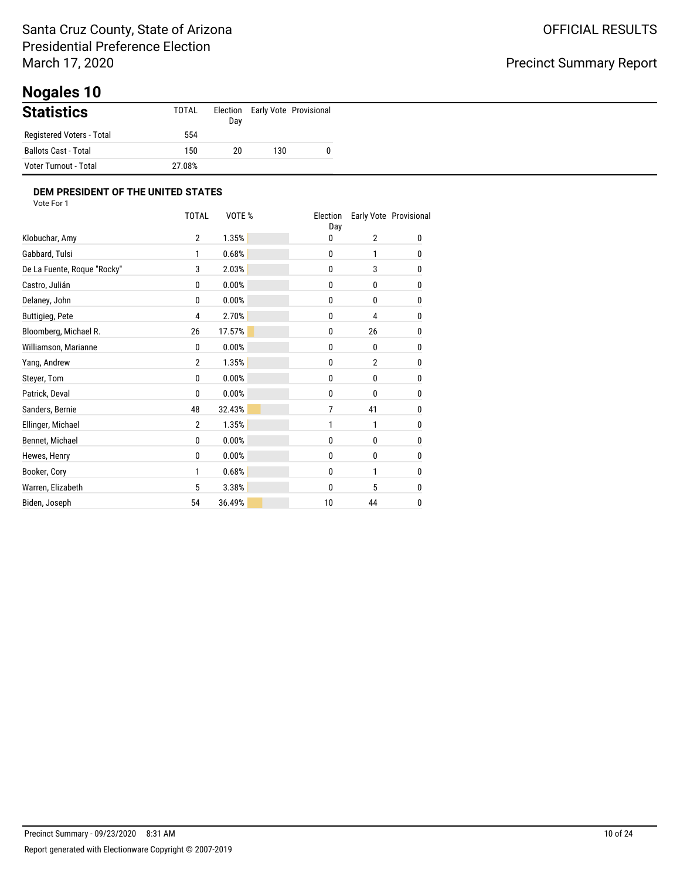Santa Cruz County, State of Arizona
Presidential Preference Election
March 17, 2020

OFFICIAL RESULTS

Precinct Summary Report

# Nogales 10

## Statistics

| | TOTAL | Election Day | Early Vote | Provisional |
|---|---|---|---|---|
| Registered Voters - Total | 554 | | | |
| Ballots Cast - Total | 150 | 20 | 130 | 0 |
| Voter Turnout - Total | 27.08% | | | |

### DEM PRESIDENT OF THE UNITED STATES

Vote For 1

| | TOTAL | VOTE % | Election Day | Early Vote | Provisional |
|---|---|---|---|---|---|
| Klobuchar, Amy | 2 | 1.35% | 0 | 2 | 0 |
| Gabbard, Tulsi | 1 | 0.68% | 0 | 1 | 0 |
| De La Fuente, Roque "Rocky" | 3 | 2.03% | 0 | 3 | 0 |
| Castro, Julián | 0 | 0.00% | 0 | 0 | 0 |
| Delaney, John | 0 | 0.00% | 0 | 0 | 0 |
| Buttigieg, Pete | 4 | 2.70% | 0 | 4 | 0 |
| Bloomberg, Michael R. | 26 | 17.57% | 0 | 26 | 0 |
| Williamson, Marianne | 0 | 0.00% | 0 | 0 | 0 |
| Yang, Andrew | 2 | 1.35% | 0 | 2 | 0 |
| Steyer, Tom | 0 | 0.00% | 0 | 0 | 0 |
| Patrick, Deval | 0 | 0.00% | 0 | 0 | 0 |
| Sanders, Bernie | 48 | 32.43% | 7 | 41 | 0 |
| Ellinger, Michael | 2 | 1.35% | 1 | 1 | 0 |
| Bennet, Michael | 0 | 0.00% | 0 | 0 | 0 |
| Hewes, Henry | 0 | 0.00% | 0 | 0 | 0 |
| Booker, Cory | 1 | 0.68% | 0 | 1 | 0 |
| Warren, Elizabeth | 5 | 3.38% | 0 | 5 | 0 |
| Biden, Joseph | 54 | 36.49% | 10 | 44 | 0 |

Precinct Summary - 09/23/2020 8:31 AM

Report generated with Electionware Copyright © 2007-2019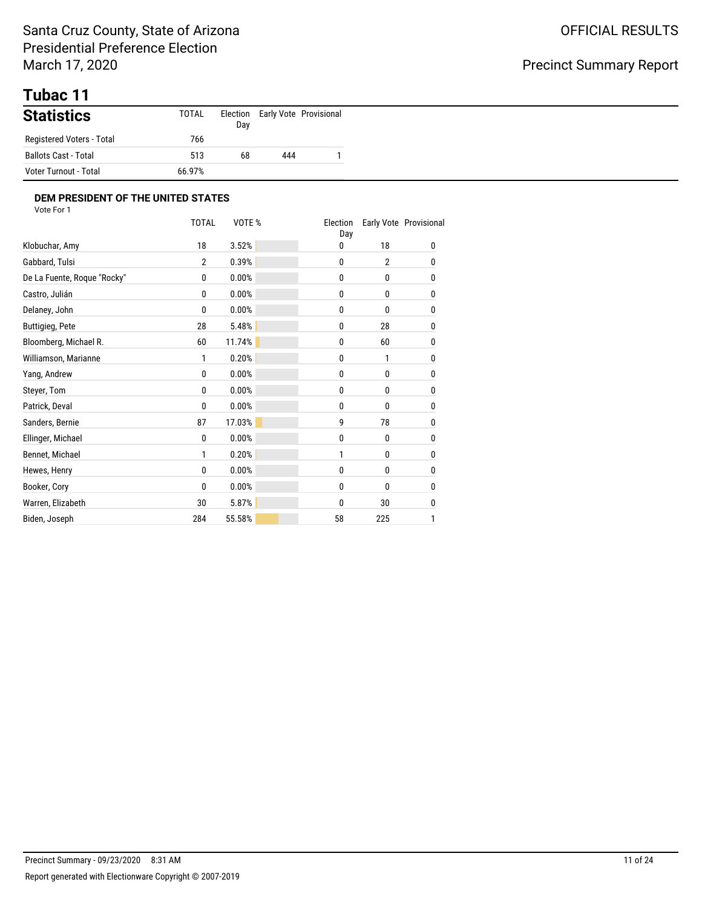Santa Cruz County, State of Arizona
Presidential Preference Election
March 17, 2020

OFFICIAL RESULTS

Precinct Summary Report

# Tubac 11

## Statistics

| | TOTAL | Election Day | Early Vote | Provisional |
|---|---|---|---|---|
| Registered Voters - Total | 766 | | | |
| Ballots Cast - Total | 513 | 68 | 444 | 1 |
| Voter Turnout - Total | 66.97% | | | |

### DEM PRESIDENT OF THE UNITED STATES

Vote For 1

| | TOTAL | VOTE % | Election Day | Early Vote | Provisional |
|---|---|---|---|---|---|
| Klobuchar, Amy | 18 | 3.52% | 0 | 18 | 0 |
| Gabbard, Tulsi | 2 | 0.39% | 0 | 2 | 0 |
| De La Fuente, Roque "Rocky" | 0 | 0.00% | 0 | 0 | 0 |
| Castro, Julián | 0 | 0.00% | 0 | 0 | 0 |
| Delaney, John | 0 | 0.00% | 0 | 0 | 0 |
| Buttigieg, Pete | 28 | 5.48% | 0 | 28 | 0 |
| Bloomberg, Michael R. | 60 | 11.74% | 0 | 60 | 0 |
| Williamson, Marianne | 1 | 0.20% | 0 | 1 | 0 |
| Yang, Andrew | 0 | 0.00% | 0 | 0 | 0 |
| Steyer, Tom | 0 | 0.00% | 0 | 0 | 0 |
| Patrick, Deval | 0 | 0.00% | 0 | 0 | 0 |
| Sanders, Bernie | 87 | 17.03% | 9 | 78 | 0 |
| Ellinger, Michael | 0 | 0.00% | 0 | 0 | 0 |
| Bennet, Michael | 1 | 0.20% | 1 | 0 | 0 |
| Hewes, Henry | 0 | 0.00% | 0 | 0 | 0 |
| Booker, Cory | 0 | 0.00% | 0 | 0 | 0 |
| Warren, Elizabeth | 30 | 5.87% | 0 | 30 | 0 |
| Biden, Joseph | 284 | 55.58% | 58 | 225 | 1 |

Precinct Summary - 09/23/2020 8:31 AM

Report generated with Electionware Copyright © 2007-2019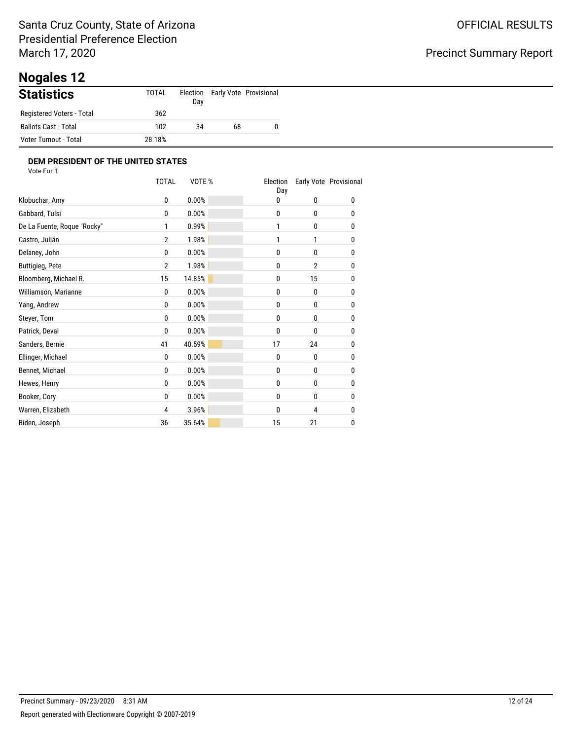Santa Cruz County, State of Arizona
Presidential Preference Election
March 17, 2020

OFFICIAL RESULTS

Precinct Summary Report

# Nogales 12

## Statistics

| | TOTAL | Election Day | Early Vote | Provisional |
|---|---|---|---|---|
| Registered Voters - Total | 362 | | | |
| Ballots Cast - Total | 102 | 34 | 68 | 0 |
| Voter Turnout - Total | 28.18% | | | |

### DEM PRESIDENT OF THE UNITED STATES

Vote For 1

| | TOTAL | VOTE % | Election Day | Early Vote | Provisional |
|---|---|---|---|---|---|
| Klobuchar, Amy | 0 | 0.00% | 0 | 0 | 0 |
| Gabbard, Tulsi | 0 | 0.00% | 0 | 0 | 0 |
| De La Fuente, Roque "Rocky" | 1 | 0.99% | 1 | 0 | 0 |
| Castro, Julián | 2 | 1.98% | 1 | 1 | 0 |
| Delaney, John | 0 | 0.00% | 0 | 0 | 0 |
| Buttigieg, Pete | 2 | 1.98% | 0 | 2 | 0 |
| Bloomberg, Michael R. | 15 | 14.85% | 0 | 15 | 0 |
| Williamson, Marianne | 0 | 0.00% | 0 | 0 | 0 |
| Yang, Andrew | 0 | 0.00% | 0 | 0 | 0 |
| Steyer, Tom | 0 | 0.00% | 0 | 0 | 0 |
| Patrick, Deval | 0 | 0.00% | 0 | 0 | 0 |
| Sanders, Bernie | 41 | 40.59% | 17 | 24 | 0 |
| Ellinger, Michael | 0 | 0.00% | 0 | 0 | 0 |
| Bennet, Michael | 0 | 0.00% | 0 | 0 | 0 |
| Hewes, Henry | 0 | 0.00% | 0 | 0 | 0 |
| Booker, Cory | 0 | 0.00% | 0 | 0 | 0 |
| Warren, Elizabeth | 4 | 3.96% | 0 | 4 | 0 |
| Biden, Joseph | 36 | 35.64% | 15 | 21 | 0 |

Precinct Summary - 09/23/2020 8:31 AM

Report generated with Electionware Copyright © 2007-2019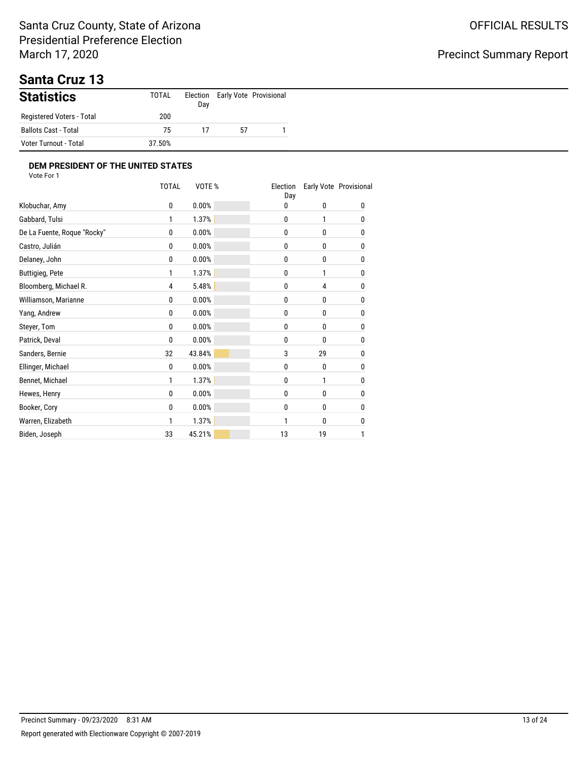Santa Cruz County, State of Arizona
Presidential Preference Election
March 17, 2020

OFFICIAL RESULTS

Precinct Summary Report

# Santa Cruz 13

## Statistics

| | TOTAL | Election Day | Early Vote | Provisional |
|---|---|---|---|---|
| Registered Voters - Total | 200 | | | |
| Ballots Cast - Total | 75 | 17 | 57 | 1 |
| Voter Turnout - Total | 37.50% | | | |

### DEM PRESIDENT OF THE UNITED STATES

Vote For 1

| | TOTAL | VOTE % | Election Day | Early Vote | Provisional |
|---|---|---|---|---|---|
| Klobuchar, Amy | 0 | 0.00% | 0 | 0 | 0 |
| Gabbard, Tulsi | 1 | 1.37% | 0 | 1 | 0 |
| De La Fuente, Roque "Rocky" | 0 | 0.00% | 0 | 0 | 0 |
| Castro, Julián | 0 | 0.00% | 0 | 0 | 0 |
| Delaney, John | 0 | 0.00% | 0 | 0 | 0 |
| Buttigieg, Pete | 1 | 1.37% | 0 | 1 | 0 |
| Bloomberg, Michael R. | 4 | 5.48% | 0 | 4 | 0 |
| Williamson, Marianne | 0 | 0.00% | 0 | 0 | 0 |
| Yang, Andrew | 0 | 0.00% | 0 | 0 | 0 |
| Steyer, Tom | 0 | 0.00% | 0 | 0 | 0 |
| Patrick, Deval | 0 | 0.00% | 0 | 0 | 0 |
| Sanders, Bernie | 32 | 43.84% | 3 | 29 | 0 |
| Ellinger, Michael | 0 | 0.00% | 0 | 0 | 0 |
| Bennet, Michael | 1 | 1.37% | 0 | 1 | 0 |
| Hewes, Henry | 0 | 0.00% | 0 | 0 | 0 |
| Booker, Cory | 0 | 0.00% | 0 | 0 | 0 |
| Warren, Elizabeth | 1 | 1.37% | 1 | 0 | 0 |
| Biden, Joseph | 33 | 45.21% | 13 | 19 | 1 |

Precinct Summary - 09/23/2020 8:31 AM

Report generated with Electionware Copyright © 2007-2019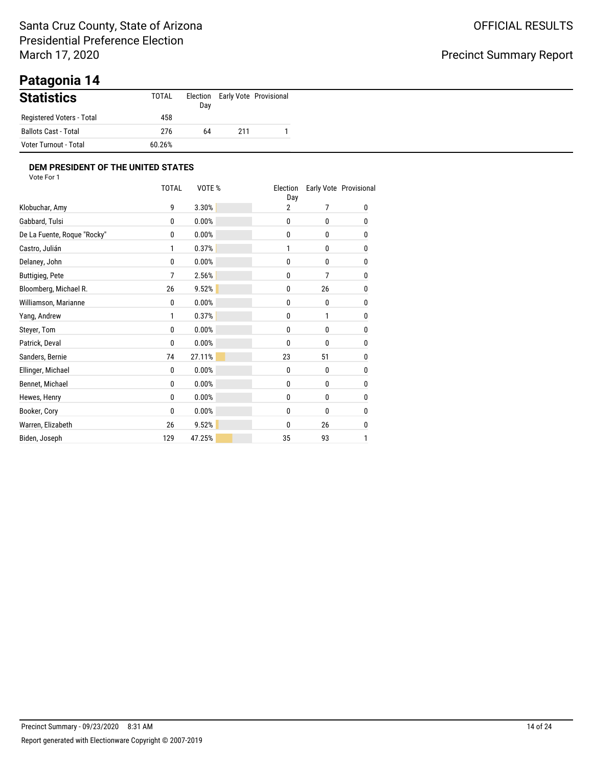Santa Cruz County, State of Arizona
Presidential Preference Election
March 17, 2020

OFFICIAL RESULTS

Precinct Summary Report

# Patagonia 14

## Statistics

| | TOTAL | Election Day | Early Vote | Provisional |
|---|---|---|---|---|
| Registered Voters - Total | 458 | | | |
| Ballots Cast - Total | 276 | 64 | 211 | 1 |
| Voter Turnout - Total | 60.26% | | | |

### DEM PRESIDENT OF THE UNITED STATES

Vote For 1

| | TOTAL | VOTE % | Election Day | Early Vote | Provisional |
|---|---|---|---|---|---|
| Klobuchar, Amy | 9 | 3.30% | 2 | 7 | 0 |
| Gabbard, Tulsi | 0 | 0.00% | 0 | 0 | 0 |
| De La Fuente, Roque "Rocky" | 0 | 0.00% | 0 | 0 | 0 |
| Castro, Julián | 1 | 0.37% | 1 | 0 | 0 |
| Delaney, John | 0 | 0.00% | 0 | 0 | 0 |
| Buttigieg, Pete | 7 | 2.56% | 0 | 7 | 0 |
| Bloomberg, Michael R. | 26 | 9.52% | 0 | 26 | 0 |
| Williamson, Marianne | 0 | 0.00% | 0 | 0 | 0 |
| Yang, Andrew | 1 | 0.37% | 0 | 1 | 0 |
| Steyer, Tom | 0 | 0.00% | 0 | 0 | 0 |
| Patrick, Deval | 0 | 0.00% | 0 | 0 | 0 |
| Sanders, Bernie | 74 | 27.11% | 23 | 51 | 0 |
| Ellinger, Michael | 0 | 0.00% | 0 | 0 | 0 |
| Bennet, Michael | 0 | 0.00% | 0 | 0 | 0 |
| Hewes, Henry | 0 | 0.00% | 0 | 0 | 0 |
| Booker, Cory | 0 | 0.00% | 0 | 0 | 0 |
| Warren, Elizabeth | 26 | 9.52% | 0 | 26 | 0 |
| Biden, Joseph | 129 | 47.25% | 35 | 93 | 1 |

Precinct Summary - 09/23/2020 8:31 AM

Report generated with Electionware Copyright © 2007-2019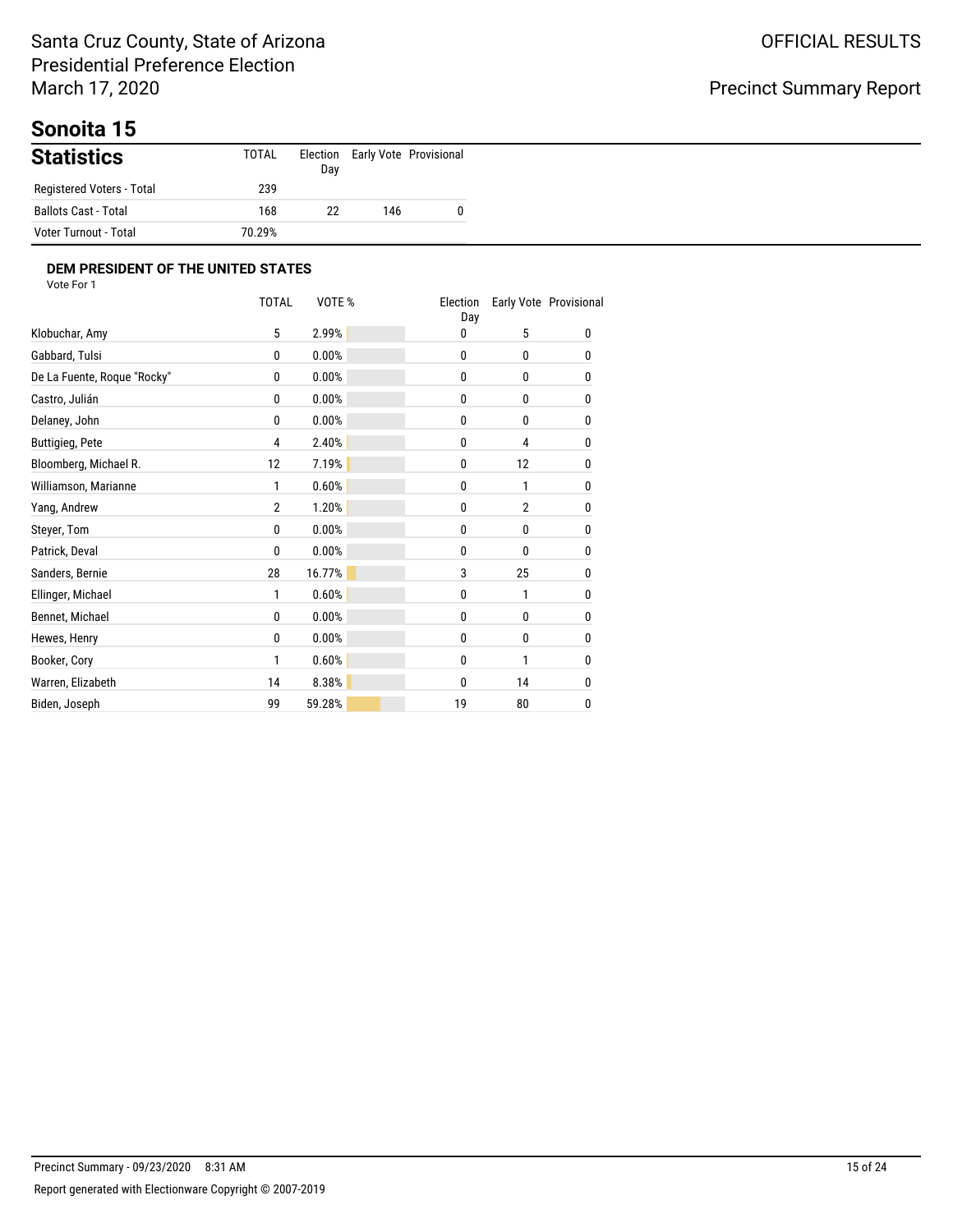Santa Cruz County, State of Arizona
Presidential Preference Election
March 17, 2020

OFFICIAL RESULTS

Precinct Summary Report

# Sonoita 15

## Statistics

| | TOTAL | Election Day | Early Vote | Provisional |
|---|---|---|---|---|
| Registered Voters - Total | 239 | | | |
| Ballots Cast - Total | 168 | 22 | 146 | 0 |
| Voter Turnout - Total | 70.29% | | | |

### DEM PRESIDENT OF THE UNITED STATES

Vote For 1

| | TOTAL | VOTE % | Election Day | Early Vote | Provisional |
|---|---|---|---|---|---|
| Klobuchar, Amy | 5 | 2.99% | 0 | 5 | 0 |
| Gabbard, Tulsi | 0 | 0.00% | 0 | 0 | 0 |
| De La Fuente, Roque "Rocky" | 0 | 0.00% | 0 | 0 | 0 |
| Castro, Julián | 0 | 0.00% | 0 | 0 | 0 |
| Delaney, John | 0 | 0.00% | 0 | 0 | 0 |
| Buttigieg, Pete | 4 | 2.40% | 0 | 4 | 0 |
| Bloomberg, Michael R. | 12 | 7.19% | 0 | 12 | 0 |
| Williamson, Marianne | 1 | 0.60% | 0 | 1 | 0 |
| Yang, Andrew | 2 | 1.20% | 0 | 2 | 0 |
| Steyer, Tom | 0 | 0.00% | 0 | 0 | 0 |
| Patrick, Deval | 0 | 0.00% | 0 | 0 | 0 |
| Sanders, Bernie | 28 | 16.77% | 3 | 25 | 0 |
| Ellinger, Michael | 1 | 0.60% | 0 | 1 | 0 |
| Bennet, Michael | 0 | 0.00% | 0 | 0 | 0 |
| Hewes, Henry | 0 | 0.00% | 0 | 0 | 0 |
| Booker, Cory | 1 | 0.60% | 0 | 1 | 0 |
| Warren, Elizabeth | 14 | 8.38% | 0 | 14 | 0 |
| Biden, Joseph | 99 | 59.28% | 19 | 80 | 0 |

Precinct Summary - 09/23/2020 8:31 AM

Report generated with Electionware Copyright © 2007-2019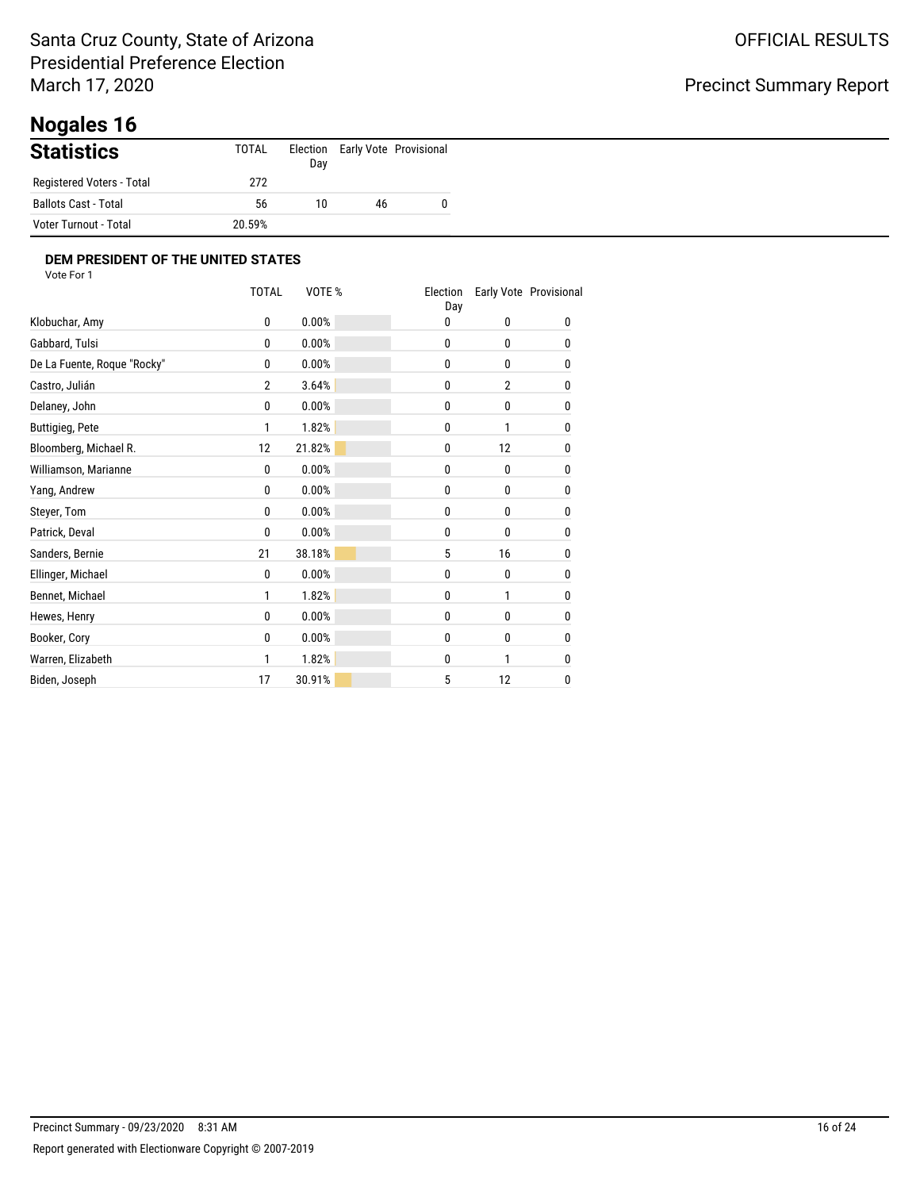Santa Cruz County, State of Arizona
Presidential Preference Election
March 17, 2020

OFFICIAL RESULTS

Precinct Summary Report

# Nogales 16

## Statistics

| | TOTAL | Election Day | Early Vote | Provisional |
|---|---|---|---|---|
| Registered Voters - Total | 272 | | | |
| Ballots Cast - Total | 56 | 10 | 46 | 0 |
| Voter Turnout - Total | 20.59% | | | |

### DEM PRESIDENT OF THE UNITED STATES

Vote For 1

| | TOTAL | VOTE % | Election Day | Early Vote | Provisional |
|---|---|---|---|---|---|
| Klobuchar, Amy | 0 | 0.00% | 0 | 0 | 0 |
| Gabbard, Tulsi | 0 | 0.00% | 0 | 0 | 0 |
| De La Fuente, Roque "Rocky" | 0 | 0.00% | 0 | 0 | 0 |
| Castro, Julián | 2 | 3.64% | 0 | 2 | 0 |
| Delaney, John | 0 | 0.00% | 0 | 0 | 0 |
| Buttigieg, Pete | 1 | 1.82% | 0 | 1 | 0 |
| Bloomberg, Michael R. | 12 | 21.82% | 0 | 12 | 0 |
| Williamson, Marianne | 0 | 0.00% | 0 | 0 | 0 |
| Yang, Andrew | 0 | 0.00% | 0 | 0 | 0 |
| Steyer, Tom | 0 | 0.00% | 0 | 0 | 0 |
| Patrick, Deval | 0 | 0.00% | 0 | 0 | 0 |
| Sanders, Bernie | 21 | 38.18% | 5 | 16 | 0 |
| Ellinger, Michael | 0 | 0.00% | 0 | 0 | 0 |
| Bennet, Michael | 1 | 1.82% | 0 | 1 | 0 |
| Hewes, Henry | 0 | 0.00% | 0 | 0 | 0 |
| Booker, Cory | 0 | 0.00% | 0 | 0 | 0 |
| Warren, Elizabeth | 1 | 1.82% | 0 | 1 | 0 |
| Biden, Joseph | 17 | 30.91% | 5 | 12 | 0 |

Precinct Summary - 09/23/2020 8:31 AM

Report generated with Electionware Copyright © 2007-2019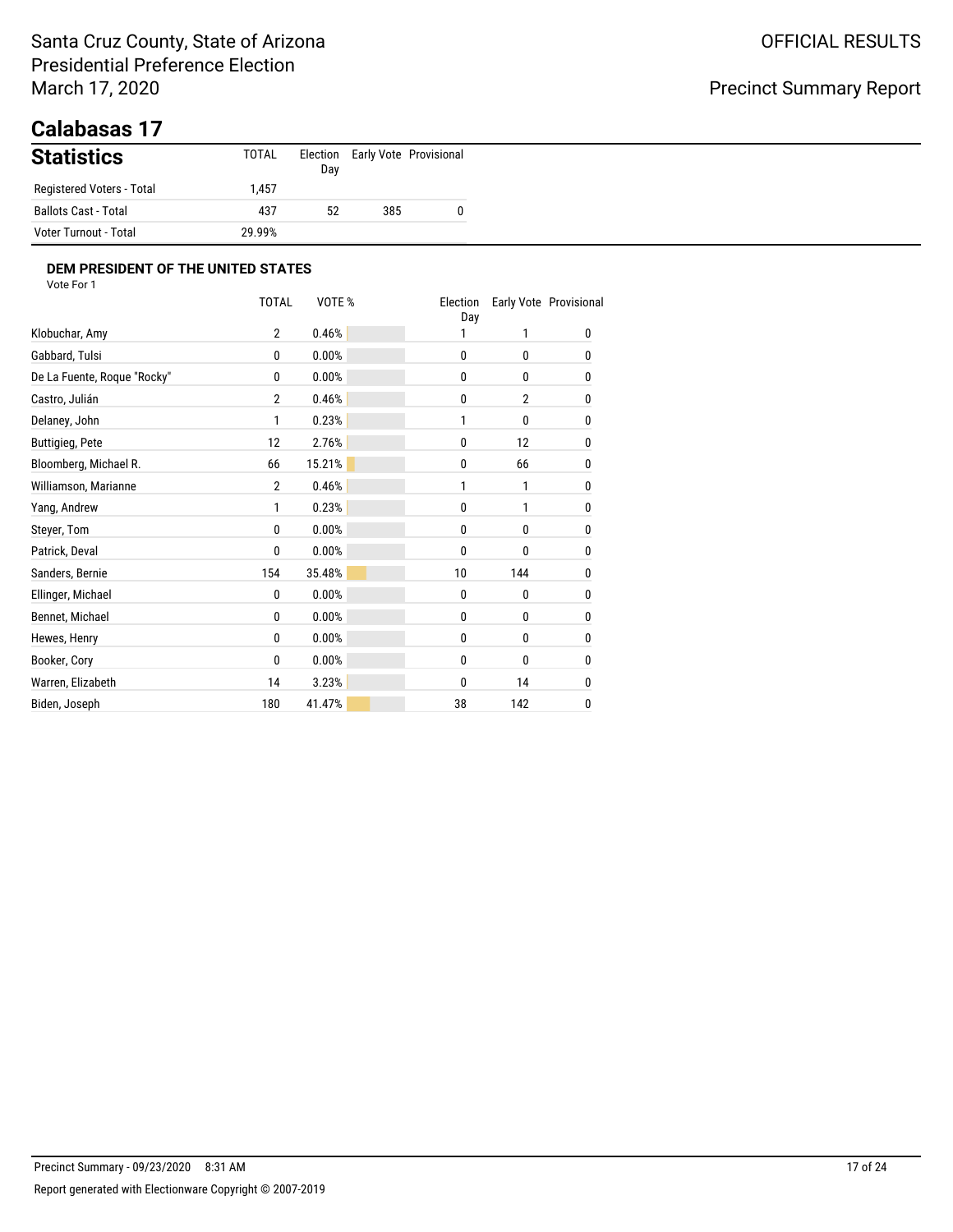Santa Cruz County, State of Arizona
Presidential Preference Election
March 17, 2020

OFFICIAL RESULTS

Precinct Summary Report

# Calabasas 17

## Statistics

| Statistics | TOTAL | Election Day | Early Vote | Provisional |
|---|---|---|---|---|
| Registered Voters - Total | 1,457 | | | |
| Ballots Cast - Total | 437 | 52 | 385 | 0 |
| Voter Turnout - Total | 29.99% | | | |

### DEM PRESIDENT OF THE UNITED STATES

Vote For 1

| | TOTAL | VOTE % | Election Day | Early Vote | Provisional |
|---|---|---|---|---|---|
| Klobuchar, Amy | 2 | 0.46% | 1 | 1 | 0 |
| Gabbard, Tulsi | 0 | 0.00% | 0 | 0 | 0 |
| De La Fuente, Roque "Rocky" | 0 | 0.00% | 0 | 0 | 0 |
| Castro, Julián | 2 | 0.46% | 0 | 2 | 0 |
| Delaney, John | 1 | 0.23% | 1 | 0 | 0 |
| Buttigieg, Pete | 12 | 2.76% | 0 | 12 | 0 |
| Bloomberg, Michael R. | 66 | 15.21% | 0 | 66 | 0 |
| Williamson, Marianne | 2 | 0.46% | 1 | 1 | 0 |
| Yang, Andrew | 1 | 0.23% | 0 | 1 | 0 |
| Steyer, Tom | 0 | 0.00% | 0 | 0 | 0 |
| Patrick, Deval | 0 | 0.00% | 0 | 0 | 0 |
| Sanders, Bernie | 154 | 35.48% | 10 | 144 | 0 |
| Ellinger, Michael | 0 | 0.00% | 0 | 0 | 0 |
| Bennet, Michael | 0 | 0.00% | 0 | 0 | 0 |
| Hewes, Henry | 0 | 0.00% | 0 | 0 | 0 |
| Booker, Cory | 0 | 0.00% | 0 | 0 | 0 |
| Warren, Elizabeth | 14 | 3.23% | 0 | 14 | 0 |
| Biden, Joseph | 180 | 41.47% | 38 | 142 | 0 |

Precinct Summary - 09/23/2020 8:31 AM

Report generated with Electionware Copyright © 2007-2019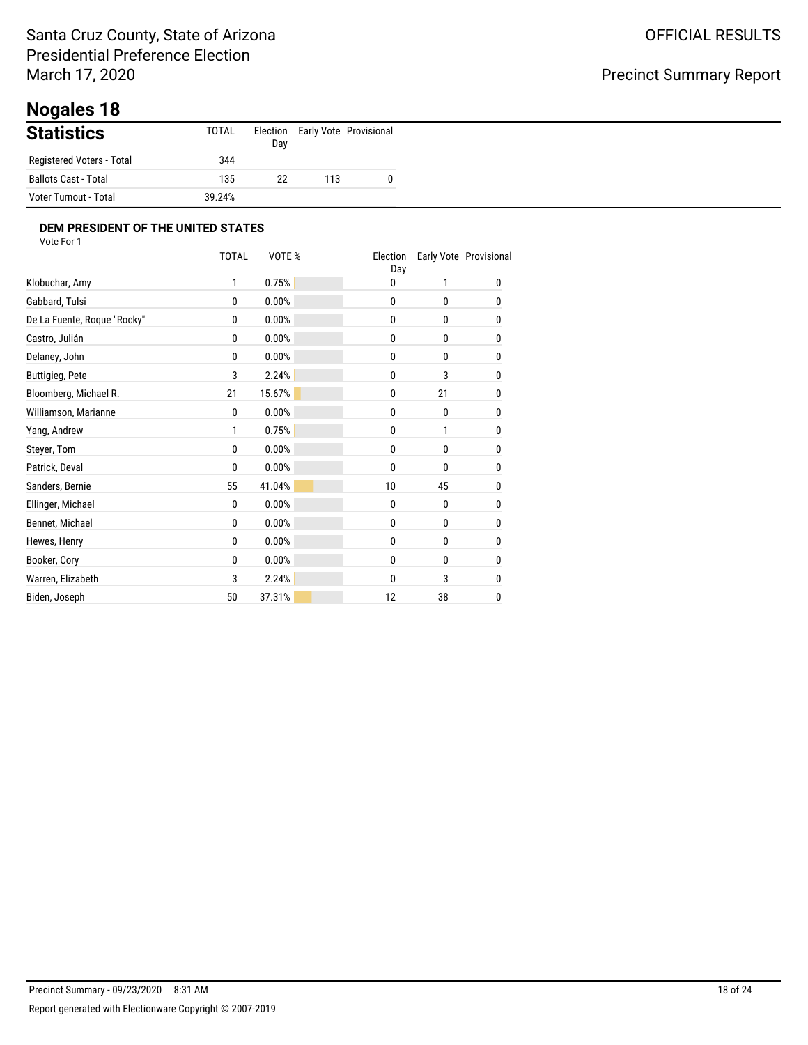Santa Cruz County, State of Arizona
Presidential Preference Election
March 17, 2020

OFFICIAL RESULTS

Precinct Summary Report

# Nogales 18

## Statistics

| | TOTAL | Election Day | Early Vote | Provisional |
|---|---|---|---|---|
| Registered Voters - Total | 344 | | | |
| Ballots Cast - Total | 135 | 22 | 113 | 0 |
| Voter Turnout - Total | 39.24% | | | |

### DEM PRESIDENT OF THE UNITED STATES

Vote For 1

| | TOTAL | VOTE % | Election Day | Early Vote | Provisional |
|---|---|---|---|---|---|
| Klobuchar, Amy | 1 | 0.75% | 0 | 1 | 0 |
| Gabbard, Tulsi | 0 | 0.00% | 0 | 0 | 0 |
| De La Fuente, Roque "Rocky" | 0 | 0.00% | 0 | 0 | 0 |
| Castro, Julián | 0 | 0.00% | 0 | 0 | 0 |
| Delaney, John | 0 | 0.00% | 0 | 0 | 0 |
| Buttigieg, Pete | 3 | 2.24% | 0 | 3 | 0 |
| Bloomberg, Michael R. | 21 | 15.67% | 0 | 21 | 0 |
| Williamson, Marianne | 0 | 0.00% | 0 | 0 | 0 |
| Yang, Andrew | 1 | 0.75% | 0 | 1 | 0 |
| Steyer, Tom | 0 | 0.00% | 0 | 0 | 0 |
| Patrick, Deval | 0 | 0.00% | 0 | 0 | 0 |
| Sanders, Bernie | 55 | 41.04% | 10 | 45 | 0 |
| Ellinger, Michael | 0 | 0.00% | 0 | 0 | 0 |
| Bennet, Michael | 0 | 0.00% | 0 | 0 | 0 |
| Hewes, Henry | 0 | 0.00% | 0 | 0 | 0 |
| Booker, Cory | 0 | 0.00% | 0 | 0 | 0 |
| Warren, Elizabeth | 3 | 2.24% | 0 | 3 | 0 |
| Biden, Joseph | 50 | 37.31% | 12 | 38 | 0 |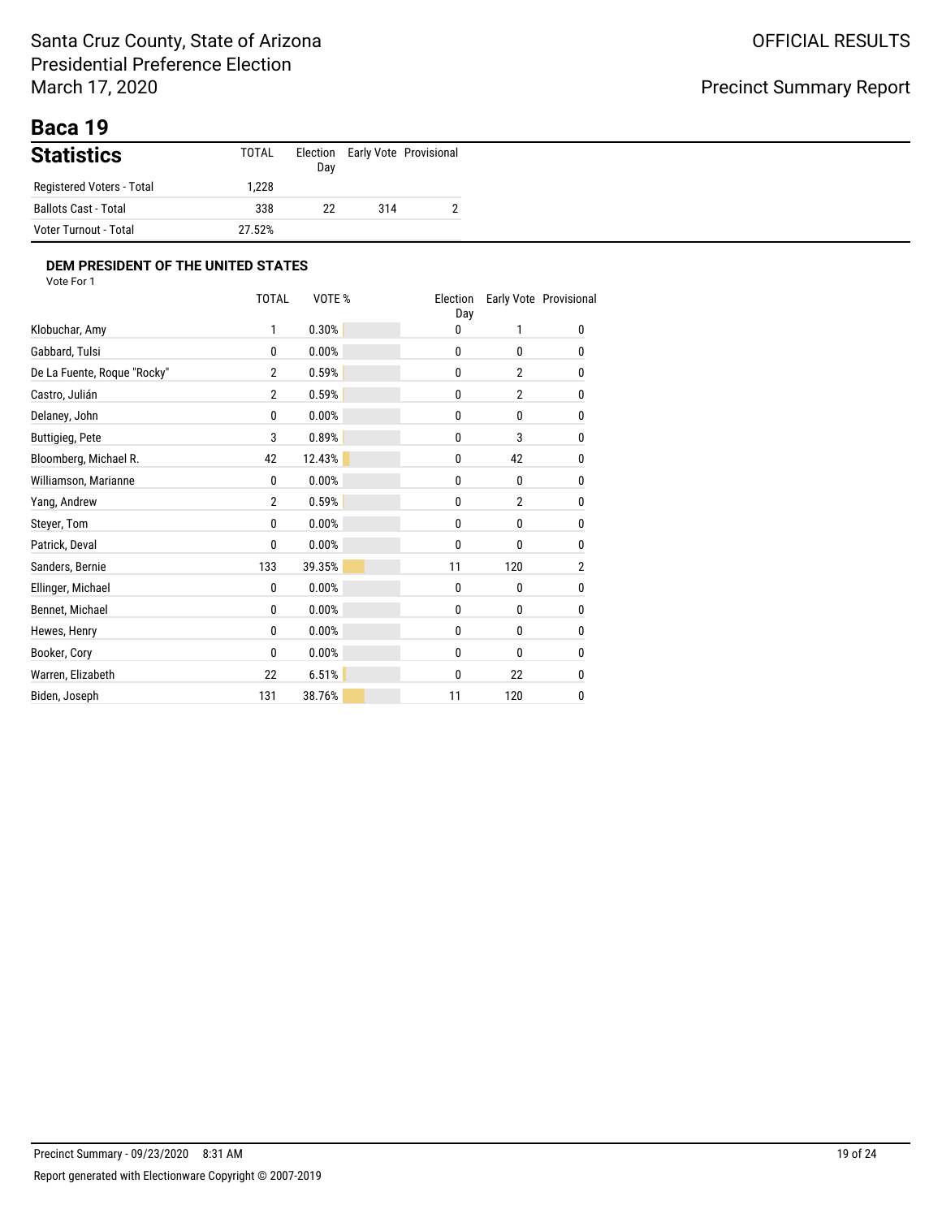Santa Cruz County, State of Arizona
Presidential Preference Election
March 17, 2020

OFFICIAL RESULTS

Precinct Summary Report

# Baca 19

## Statistics

| Statistics | TOTAL | Election Day | Early Vote | Provisional |
|---|---|---|---|---|
| Registered Voters - Total | 1,228 | | | |
| Ballots Cast - Total | 338 | 22 | 314 | 2 |
| Voter Turnout - Total | 27.52% | | | |

### DEM PRESIDENT OF THE UNITED STATES

Vote For 1

| | TOTAL | VOTE % | Election Day | Early Vote | Provisional |
|---|---|---|---|---|---|
| Klobuchar, Amy | 1 | 0.30% | 0 | 1 | 0 |
| Gabbard, Tulsi | 0 | 0.00% | 0 | 0 | 0 |
| De La Fuente, Roque "Rocky" | 2 | 0.59% | 0 | 2 | 0 |
| Castro, Julián | 2 | 0.59% | 0 | 2 | 0 |
| Delaney, John | 0 | 0.00% | 0 | 0 | 0 |
| Buttigieg, Pete | 3 | 0.89% | 0 | 3 | 0 |
| Bloomberg, Michael R. | 42 | 12.43% | 0 | 42 | 0 |
| Williamson, Marianne | 0 | 0.00% | 0 | 0 | 0 |
| Yang, Andrew | 2 | 0.59% | 0 | 2 | 0 |
| Steyer, Tom | 0 | 0.00% | 0 | 0 | 0 |
| Patrick, Deval | 0 | 0.00% | 0 | 0 | 0 |
| Sanders, Bernie | 133 | 39.35% | 11 | 120 | 2 |
| Ellinger, Michael | 0 | 0.00% | 0 | 0 | 0 |
| Bennet, Michael | 0 | 0.00% | 0 | 0 | 0 |
| Hewes, Henry | 0 | 0.00% | 0 | 0 | 0 |
| Booker, Cory | 0 | 0.00% | 0 | 0 | 0 |
| Warren, Elizabeth | 22 | 6.51% | 0 | 22 | 0 |
| Biden, Joseph | 131 | 38.76% | 11 | 120 | 0 |

Precinct Summary - 09/23/2020 8:31 AM

Report generated with Electionware Copyright © 2007-2019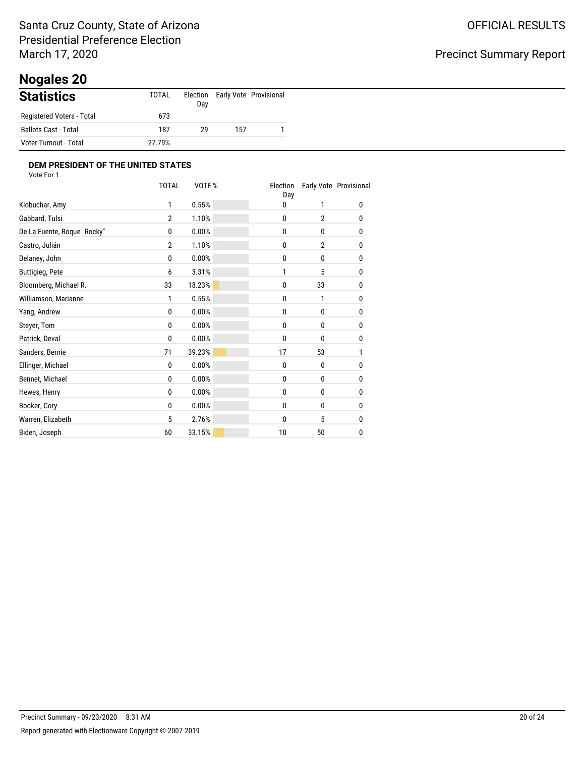Santa Cruz County, State of Arizona
Presidential Preference Election
March 17, 2020

OFFICIAL RESULTS

Precinct Summary Report

# Nogales 20

## Statistics

| | TOTAL | Election Day | Early Vote | Provisional |
|---|---|---|---|---|
| Registered Voters - Total | 673 | | | |
| Ballots Cast - Total | 187 | 29 | 157 | 1 |
| Voter Turnout - Total | 27.79% | | | |

### DEM PRESIDENT OF THE UNITED STATES

Vote For 1

| | TOTAL | VOTE % | Election Day | Early Vote | Provisional |
|---|---|---|---|---|---|
| Klobuchar, Amy | 1 | 0.55% | 0 | 1 | 0 |
| Gabbard, Tulsi | 2 | 1.10% | 0 | 2 | 0 |
| De La Fuente, Roque "Rocky" | 0 | 0.00% | 0 | 0 | 0 |
| Castro, Julián | 2 | 1.10% | 0 | 2 | 0 |
| Delaney, John | 0 | 0.00% | 0 | 0 | 0 |
| Buttigieg, Pete | 6 | 3.31% | 1 | 5 | 0 |
| Bloomberg, Michael R. | 33 | 18.23% | 0 | 33 | 0 |
| Williamson, Marianne | 1 | 0.55% | 0 | 1 | 0 |
| Yang, Andrew | 0 | 0.00% | 0 | 0 | 0 |
| Steyer, Tom | 0 | 0.00% | 0 | 0 | 0 |
| Patrick, Deval | 0 | 0.00% | 0 | 0 | 0 |
| Sanders, Bernie | 71 | 39.23% | 17 | 53 | 1 |
| Ellinger, Michael | 0 | 0.00% | 0 | 0 | 0 |
| Bennet, Michael | 0 | 0.00% | 0 | 0 | 0 |
| Hewes, Henry | 0 | 0.00% | 0 | 0 | 0 |
| Booker, Cory | 0 | 0.00% | 0 | 0 | 0 |
| Warren, Elizabeth | 5 | 2.76% | 0 | 5 | 0 |
| Biden, Joseph | 60 | 33.15% | 10 | 50 | 0 |

Precinct Summary - 09/23/2020 8:31 AM

Report generated with Electionware Copyright © 2007-2019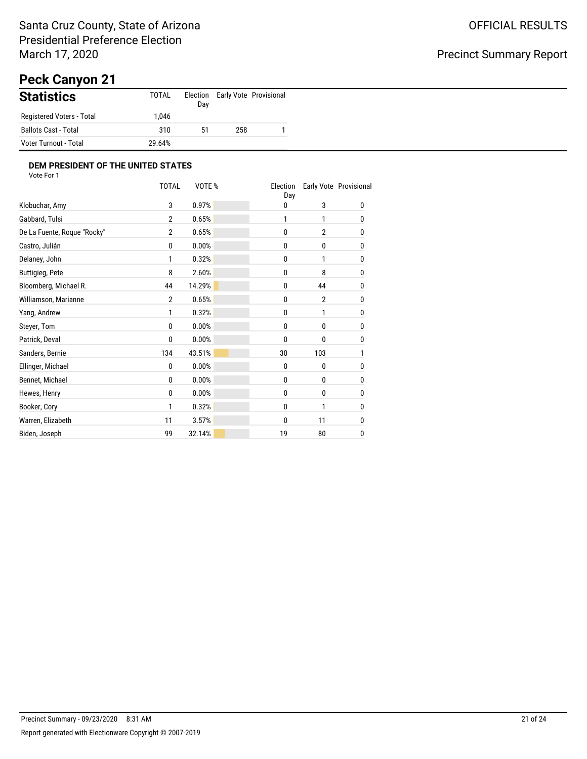Santa Cruz County, State of Arizona
Presidential Preference Election
March 17, 2020

OFFICIAL RESULTS

Precinct Summary Report

# Peck Canyon 21

## Statistics

| | TOTAL | Election Day | Early Vote | Provisional |
|---|---|---|---|---|
| Registered Voters - Total | 1,046 | | | |
| Ballots Cast - Total | 310 | 51 | 258 | 1 |
| Voter Turnout - Total | 29.64% | | | |

### DEM PRESIDENT OF THE UNITED STATES

Vote For 1

| | TOTAL | VOTE % | Election Day | Early Vote | Provisional |
|---|---|---|---|---|---|
| Klobuchar, Amy | 3 | 0.97% | 0 | 3 | 0 |
| Gabbard, Tulsi | 2 | 0.65% | 1 | 1 | 0 |
| De La Fuente, Roque "Rocky" | 2 | 0.65% | 0 | 2 | 0 |
| Castro, Julián | 0 | 0.00% | 0 | 0 | 0 |
| Delaney, John | 1 | 0.32% | 0 | 1 | 0 |
| Buttigieg, Pete | 8 | 2.60% | 0 | 8 | 0 |
| Bloomberg, Michael R. | 44 | 14.29% | 0 | 44 | 0 |
| Williamson, Marianne | 2 | 0.65% | 0 | 2 | 0 |
| Yang, Andrew | 1 | 0.32% | 0 | 1 | 0 |
| Steyer, Tom | 0 | 0.00% | 0 | 0 | 0 |
| Patrick, Deval | 0 | 0.00% | 0 | 0 | 0 |
| Sanders, Bernie | 134 | 43.51% | 30 | 103 | 1 |
| Ellinger, Michael | 0 | 0.00% | 0 | 0 | 0 |
| Bennet, Michael | 0 | 0.00% | 0 | 0 | 0 |
| Hewes, Henry | 0 | 0.00% | 0 | 0 | 0 |
| Booker, Cory | 1 | 0.32% | 0 | 1 | 0 |
| Warren, Elizabeth | 11 | 3.57% | 0 | 11 | 0 |
| Biden, Joseph | 99 | 32.14% | 19 | 80 | 0 |

Precinct Summary - 09/23/2020 8:31 AM

Report generated with Electionware Copyright © 2007-2019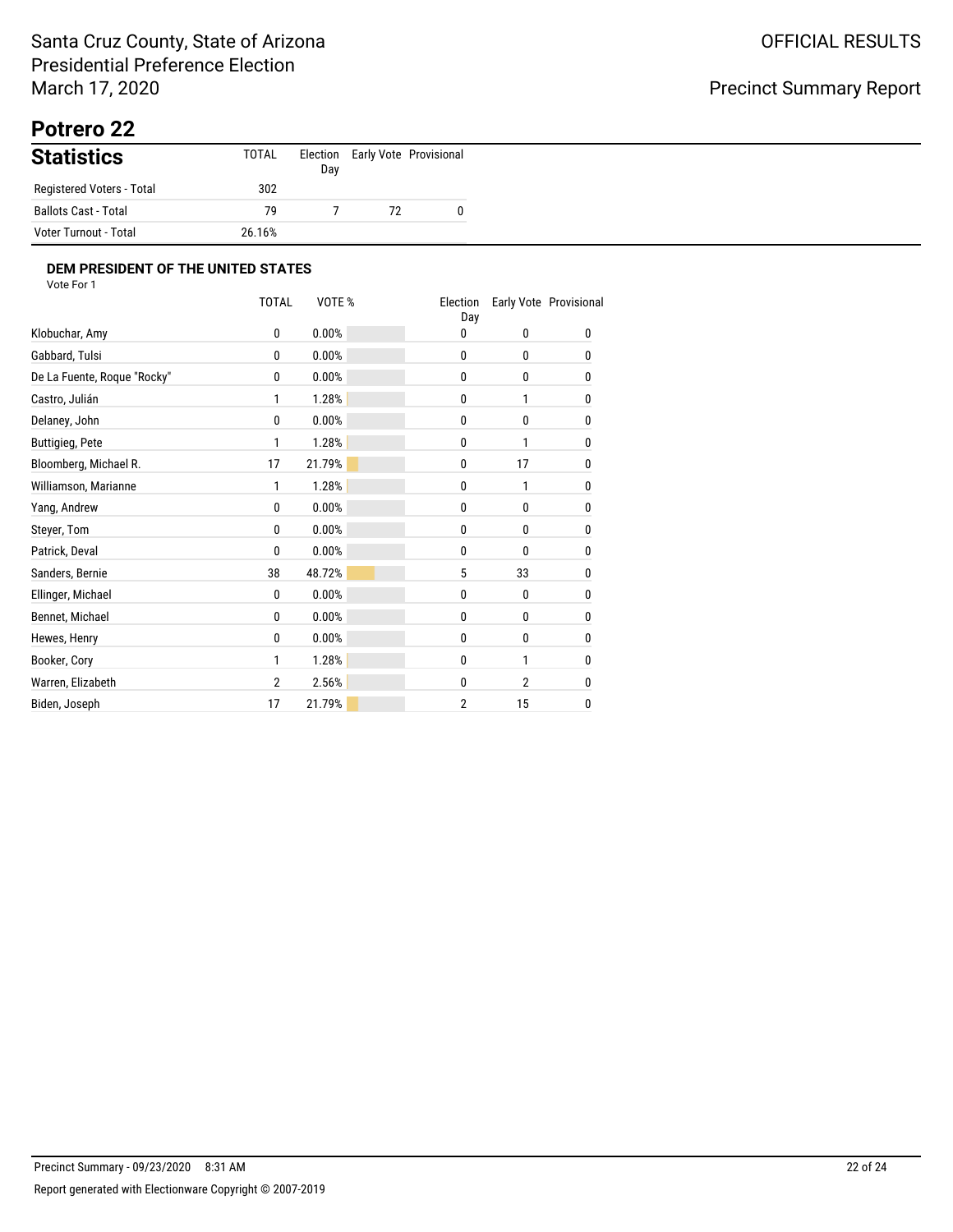Santa Cruz County, State of Arizona
Presidential Preference Election
March 17, 2020

OFFICIAL RESULTS

Precinct Summary Report

# Potrero 22

## Statistics

| | TOTAL | Election Day | Early Vote | Provisional |
|---|---|---|---|---|
| Registered Voters - Total | 302 | | | |
| Ballots Cast - Total | 79 | 7 | 72 | 0 |
| Voter Turnout - Total | 26.16% | | | |

### DEM PRESIDENT OF THE UNITED STATES

Vote For 1

| | TOTAL | VOTE % | Election Day | Early Vote | Provisional |
|---|---|---|---|---|---|
| Klobuchar, Amy | 0 | 0.00% | 0 | 0 | 0 |
| Gabbard, Tulsi | 0 | 0.00% | 0 | 0 | 0 |
| De La Fuente, Roque "Rocky" | 0 | 0.00% | 0 | 0 | 0 |
| Castro, Julián | 1 | 1.28% | 0 | 1 | 0 |
| Delaney, John | 0 | 0.00% | 0 | 0 | 0 |
| Buttigieg, Pete | 1 | 1.28% | 0 | 1 | 0 |
| Bloomberg, Michael R. | 17 | 21.79% | 0 | 17 | 0 |
| Williamson, Marianne | 1 | 1.28% | 0 | 1 | 0 |
| Yang, Andrew | 0 | 0.00% | 0 | 0 | 0 |
| Steyer, Tom | 0 | 0.00% | 0 | 0 | 0 |
| Patrick, Deval | 0 | 0.00% | 0 | 0 | 0 |
| Sanders, Bernie | 38 | 48.72% | 5 | 33 | 0 |
| Ellinger, Michael | 0 | 0.00% | 0 | 0 | 0 |
| Bennet, Michael | 0 | 0.00% | 0 | 0 | 0 |
| Hewes, Henry | 0 | 0.00% | 0 | 0 | 0 |
| Booker, Cory | 1 | 1.28% | 0 | 1 | 0 |
| Warren, Elizabeth | 2 | 2.56% | 0 | 2 | 0 |
| Biden, Joseph | 17 | 21.79% | 2 | 15 | 0 |

Precinct Summary - 09/23/2020 8:31 AM

Report generated with Electionware Copyright © 2007-2019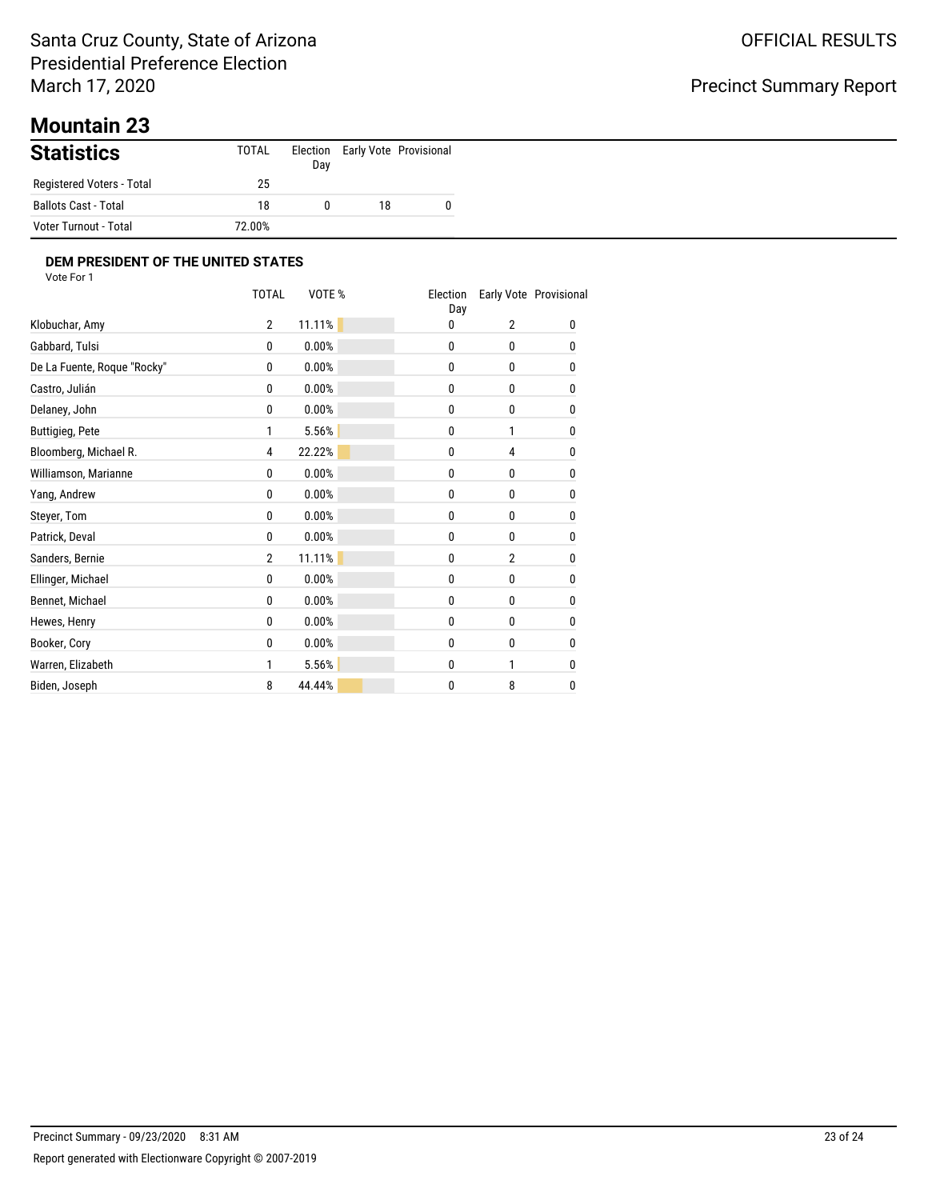Santa Cruz County, State of Arizona
Presidential Preference Election
March 17, 2020

OFFICIAL RESULTS

Precinct Summary Report

# Mountain 23

## Statistics

| | TOTAL | Election Day | Early Vote | Provisional |
|---|---|---|---|---|
| Registered Voters - Total | 25 | | | |
| Ballots Cast - Total | 18 | 0 | 18 | 0 |
| Voter Turnout - Total | 72.00% | | | |

### DEM PRESIDENT OF THE UNITED STATES

Vote For 1

| | TOTAL | VOTE % | Election Day | Early Vote | Provisional |
|---|---|---|---|---|---|
| Klobuchar, Amy | 2 | 11.11% | 0 | 2 | 0 |
| Gabbard, Tulsi | 0 | 0.00% | 0 | 0 | 0 |
| De La Fuente, Roque "Rocky" | 0 | 0.00% | 0 | 0 | 0 |
| Castro, Julián | 0 | 0.00% | 0 | 0 | 0 |
| Delaney, John | 0 | 0.00% | 0 | 0 | 0 |
| Buttigieg, Pete | 1 | 5.56% | 0 | 1 | 0 |
| Bloomberg, Michael R. | 4 | 22.22% | 0 | 4 | 0 |
| Williamson, Marianne | 0 | 0.00% | 0 | 0 | 0 |
| Yang, Andrew | 0 | 0.00% | 0 | 0 | 0 |
| Steyer, Tom | 0 | 0.00% | 0 | 0 | 0 |
| Patrick, Deval | 0 | 0.00% | 0 | 0 | 0 |
| Sanders, Bernie | 2 | 11.11% | 0 | 2 | 0 |
| Ellinger, Michael | 0 | 0.00% | 0 | 0 | 0 |
| Bennet, Michael | 0 | 0.00% | 0 | 0 | 0 |
| Hewes, Henry | 0 | 0.00% | 0 | 0 | 0 |
| Booker, Cory | 0 | 0.00% | 0 | 0 | 0 |
| Warren, Elizabeth | 1 | 5.56% | 0 | 1 | 0 |
| Biden, Joseph | 8 | 44.44% | 0 | 8 | 0 |

Precinct Summary - 09/23/2020 8:31 AM

Report generated with Electionware Copyright © 2007-2019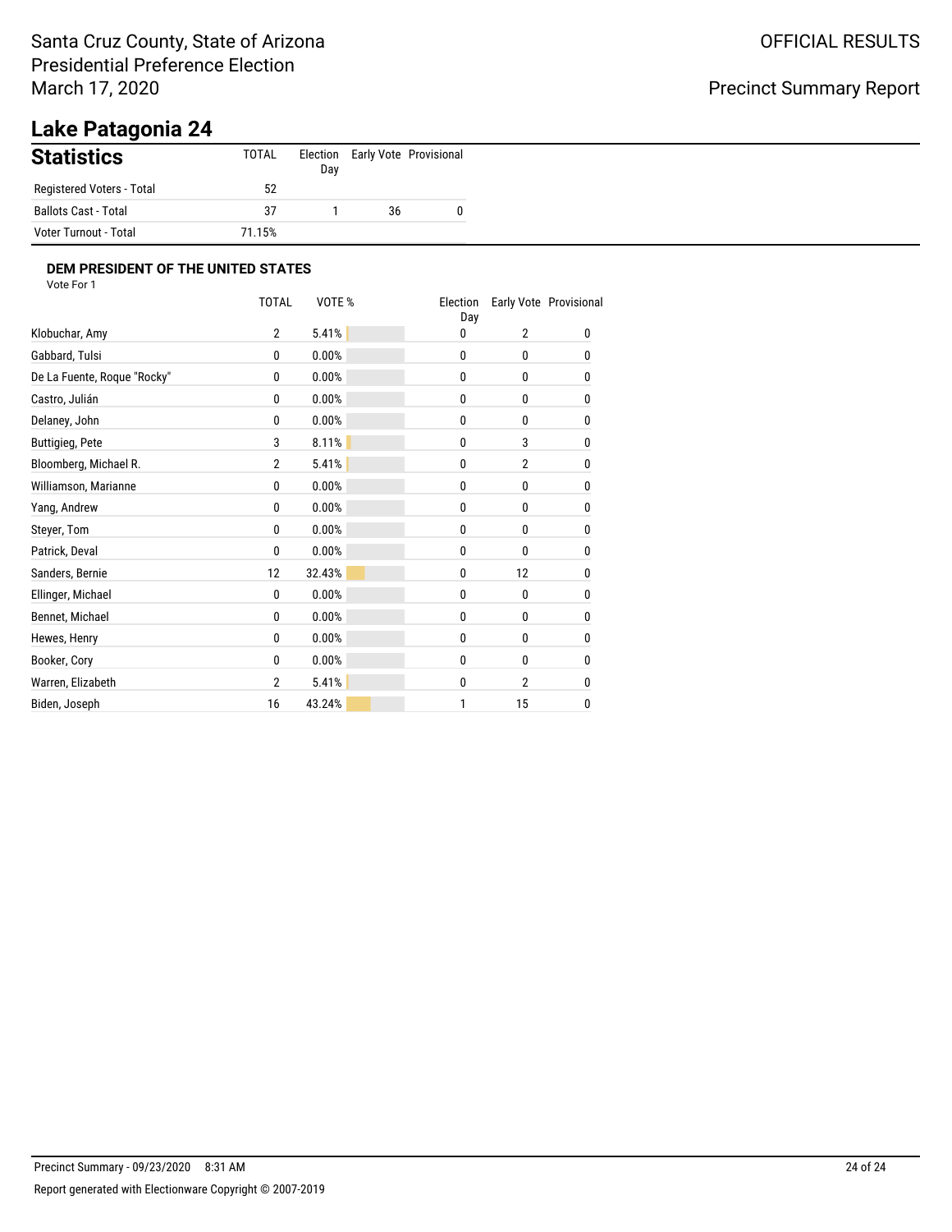Santa Cruz County, State of Arizona
Presidential Preference Election
March 17, 2020

OFFICIAL RESULTS

Precinct Summary Report

# Lake Patagonia 24

## Statistics

| Statistics | TOTAL | Election Day | Early Vote | Provisional |
|---|---|---|---|---|
| Registered Voters - Total | 52 | | | |
| Ballots Cast - Total | 37 | 1 | 36 | 0 |
| Voter Turnout - Total | 71.15% | | | |

### DEM PRESIDENT OF THE UNITED STATES

Vote For 1

| | TOTAL | VOTE % | Election Day | Early Vote | Provisional |
|---|---|---|---|---|---|
| Klobuchar, Amy | 2 | 5.41% | 0 | 2 | 0 |
| Gabbard, Tulsi | 0 | 0.00% | 0 | 0 | 0 |
| De La Fuente, Roque "Rocky" | 0 | 0.00% | 0 | 0 | 0 |
| Castro, Julián | 0 | 0.00% | 0 | 0 | 0 |
| Delaney, John | 0 | 0.00% | 0 | 0 | 0 |
| Buttigieg, Pete | 3 | 8.11% | 0 | 3 | 0 |
| Bloomberg, Michael R. | 2 | 5.41% | 0 | 2 | 0 |
| Williamson, Marianne | 0 | 0.00% | 0 | 0 | 0 |
| Yang, Andrew | 0 | 0.00% | 0 | 0 | 0 |
| Steyer, Tom | 0 | 0.00% | 0 | 0 | 0 |
| Patrick, Deval | 0 | 0.00% | 0 | 0 | 0 |
| Sanders, Bernie | 12 | 32.43% | 0 | 12 | 0 |
| Ellinger, Michael | 0 | 0.00% | 0 | 0 | 0 |
| Bennet, Michael | 0 | 0.00% | 0 | 0 | 0 |
| Hewes, Henry | 0 | 0.00% | 0 | 0 | 0 |
| Booker, Cory | 0 | 0.00% | 0 | 0 | 0 |
| Warren, Elizabeth | 2 | 5.41% | 0 | 2 | 0 |
| Biden, Joseph | 16 | 43.24% | 1 | 15 | 0 |

Precinct Summary - 09/23/2020 8:31 AM

Report generated with Electionware Copyright © 2007-2019